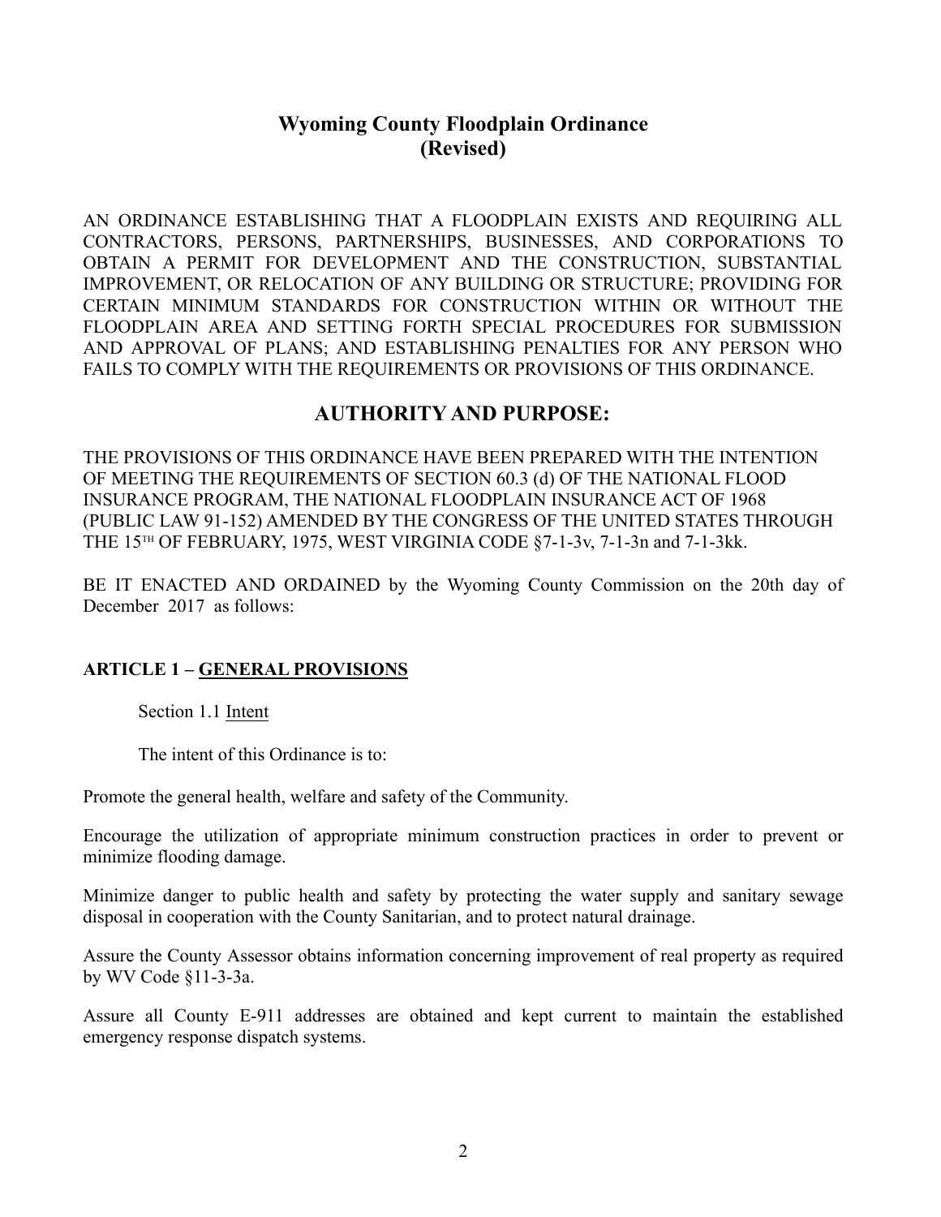# Wyoming County Floodplain Ordinance (Revised)

AN ORDINANCE ESTABLISHING THAT A FLOODPLAIN EXISTS AND REQUIRING ALL CONTRACTORS, PERSONS, PARTNERSHIPS, BUSINESSES, AND CORPORATIONS TO OBTAIN A PERMIT FOR DEVELOPMENT AND THE CONSTRUCTION, SUBSTANTIAL IMPROVEMENT, OR RELOCATION OF ANY BUILDING OR STRUCTURE; PROVIDING FOR CERTAIN MINIMUM STANDARDS FOR CONSTRUCTION WITHIN OR WITHOUT THE FLOODPLAIN AREA AND SETTING FORTH SPECIAL PROCEDURES FOR SUBMISSION AND APPROVAL OF PLANS; AND ESTABLISHING PENALTIES FOR ANY PERSON WHO FAILS TO COMPLY WITH THE REQUIREMENTS OR PROVISIONS OF THIS ORDINANCE.

## AUTHORITY AND PURPOSE:

THE PROVISIONS OF THIS ORDINANCE HAVE BEEN PREPARED WITH THE INTENTION OF MEETING THE REQUIREMENTS OF SECTION 60.3 (d) OF THE NATIONAL FLOOD INSURANCE PROGRAM, THE NATIONAL FLOODPLAIN INSURANCE ACT OF 1968 (PUBLIC LAW 91-152) AMENDED BY THE CONGRESS OF THE UNITED STATES THROUGH THE 15TH OF FEBRUARY, 1975, WEST VIRGINIA CODE §7-1-3v, 7-1-3n and 7-1-3kk.

BE IT ENACTED AND ORDAINED by the Wyoming County Commission on the 20th day of December 2017 as follows:

### ARTICLE 1 – GENERAL PROVISIONS

Section 1.1 Intent

The intent of this Ordinance is to:

Promote the general health, welfare and safety of the Community.

Encourage the utilization of appropriate minimum construction practices in order to prevent or minimize flooding damage.

Minimize danger to public health and safety by protecting the water supply and sanitary sewage disposal in cooperation with the County Sanitarian, and to protect natural drainage.

Assure the County Assessor obtains information concerning improvement of real property as required by WV Code §11-3-3a.

Assure all County E-911 addresses are obtained and kept current to maintain the established emergency response dispatch systems.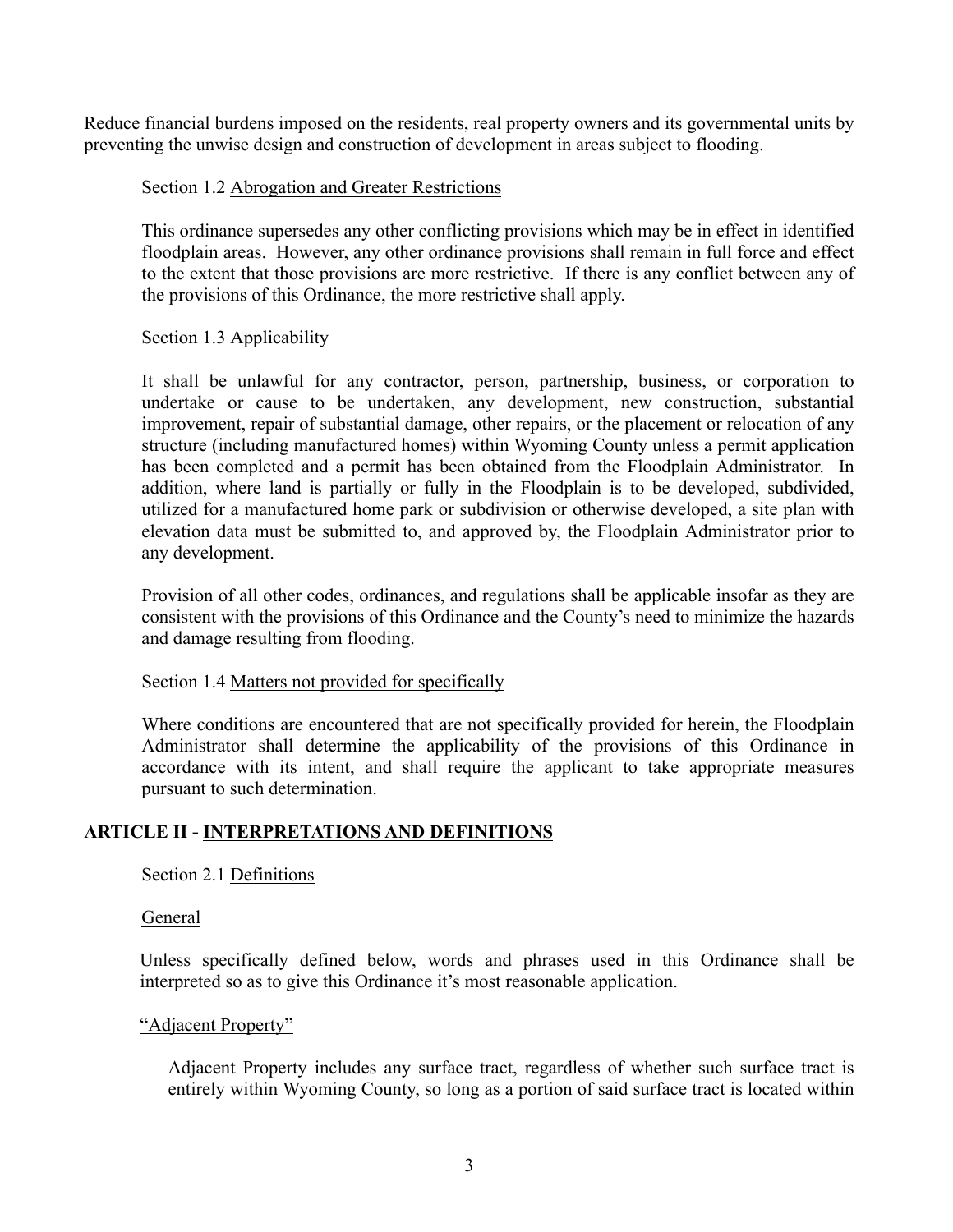Reduce financial burdens imposed on the residents, real property owners and its governmental units by preventing the unwise design and construction of development in areas subject to flooding.

Section 1.2 Abrogation and Greater Restrictions

This ordinance supersedes any other conflicting provisions which may be in effect in identified floodplain areas. However, any other ordinance provisions shall remain in full force and effect to the extent that those provisions are more restrictive. If there is any conflict between any of the provisions of this Ordinance, the more restrictive shall apply.

Section 1.3 Applicability

It shall be unlawful for any contractor, person, partnership, business, or corporation to undertake or cause to be undertaken, any development, new construction, substantial improvement, repair of substantial damage, other repairs, or the placement or relocation of any structure (including manufactured homes) within Wyoming County unless a permit application has been completed and a permit has been obtained from the Floodplain Administrator. In addition, where land is partially or fully in the Floodplain is to be developed, subdivided, utilized for a manufactured home park or subdivision or otherwise developed, a site plan with elevation data must be submitted to, and approved by, the Floodplain Administrator prior to any development.

Provision of all other codes, ordinances, and regulations shall be applicable insofar as they are consistent with the provisions of this Ordinance and the County's need to minimize the hazards and damage resulting from flooding.

Section 1.4 Matters not provided for specifically

Where conditions are encountered that are not specifically provided for herein, the Floodplain Administrator shall determine the applicability of the provisions of this Ordinance in accordance with its intent, and shall require the applicant to take appropriate measures pursuant to such determination.

## ARTICLE II - INTERPRETATIONS AND DEFINITIONS

Section 2.1 Definitions

General

Unless specifically defined below, words and phrases used in this Ordinance shall be interpreted so as to give this Ordinance it's most reasonable application.

"Adjacent Property"

Adjacent Property includes any surface tract, regardless of whether such surface tract is entirely within Wyoming County, so long as a portion of said surface tract is located within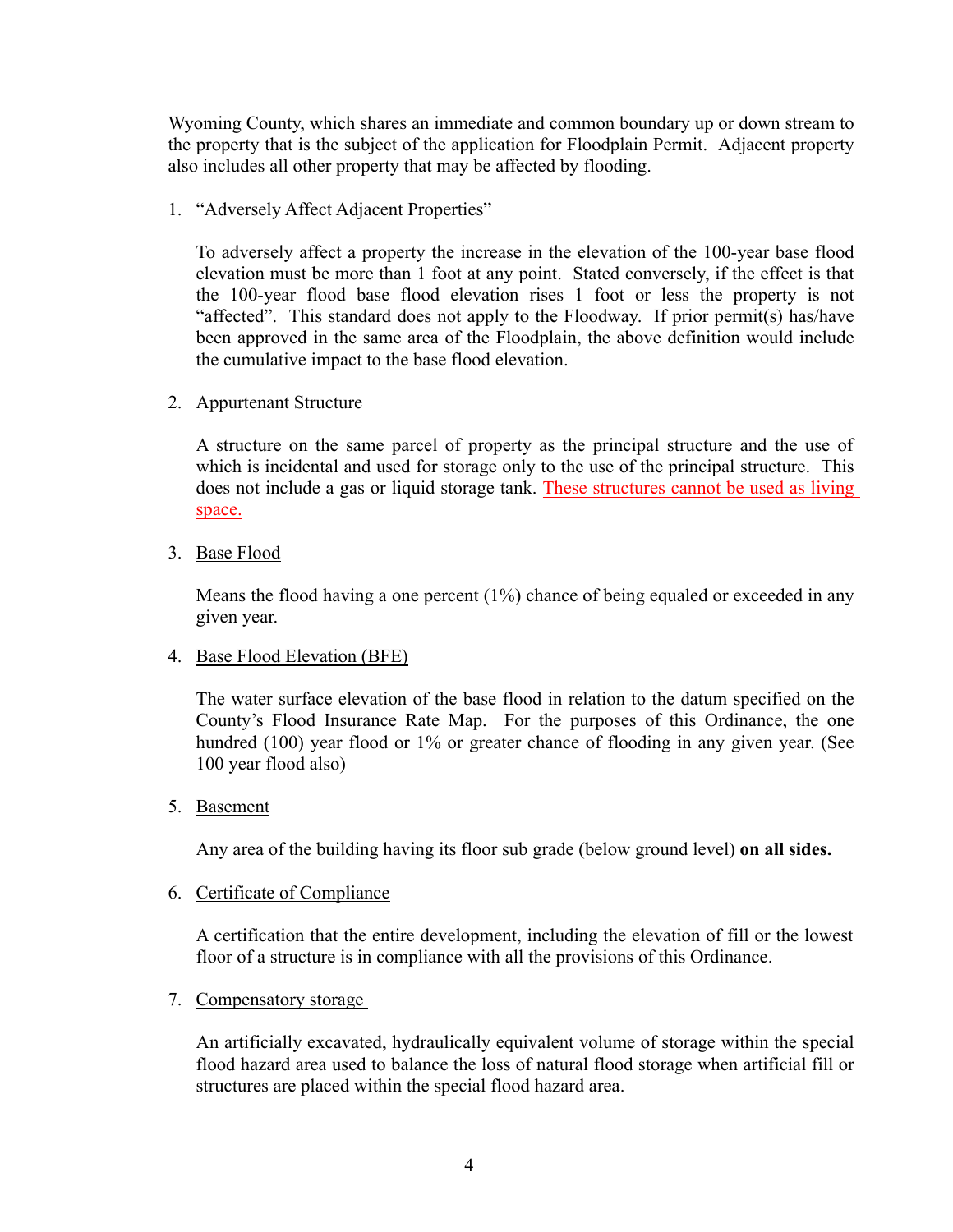Wyoming County, which shares an immediate and common boundary up or down stream to the property that is the subject of the application for Floodplain Permit. Adjacent property also includes all other property that may be affected by flooding.

1. "Adversely Affect Adjacent Properties"

   To adversely affect a property the increase in the elevation of the 100-year base flood elevation must be more than 1 foot at any point. Stated conversely, if the effect is that the 100-year flood base flood elevation rises 1 foot or less the property is not "affected". This standard does not apply to the Floodway. If prior permit(s) has/have been approved in the same area of the Floodplain, the above definition would include the cumulative impact to the base flood elevation.

2. Appurtenant Structure

   A structure on the same parcel of property as the principal structure and the use of which is incidental and used for storage only to the use of the principal structure. This does not include a gas or liquid storage tank. These structures cannot be used as living space.

3. Base Flood

   Means the flood having a one percent (1%) chance of being equaled or exceeded in any given year.

4. Base Flood Elevation (BFE)

   The water surface elevation of the base flood in relation to the datum specified on the County's Flood Insurance Rate Map. For the purposes of this Ordinance, the one hundred (100) year flood or 1% or greater chance of flooding in any given year. (See 100 year flood also)

5. Basement

   Any area of the building having its floor sub grade (below ground level) **on all sides.**

6. Certificate of Compliance

   A certification that the entire development, including the elevation of fill or the lowest floor of a structure is in compliance with all the provisions of this Ordinance.

7. Compensatory storage

   An artificially excavated, hydraulically equivalent volume of storage within the special flood hazard area used to balance the loss of natural flood storage when artificial fill or structures are placed within the special flood hazard area.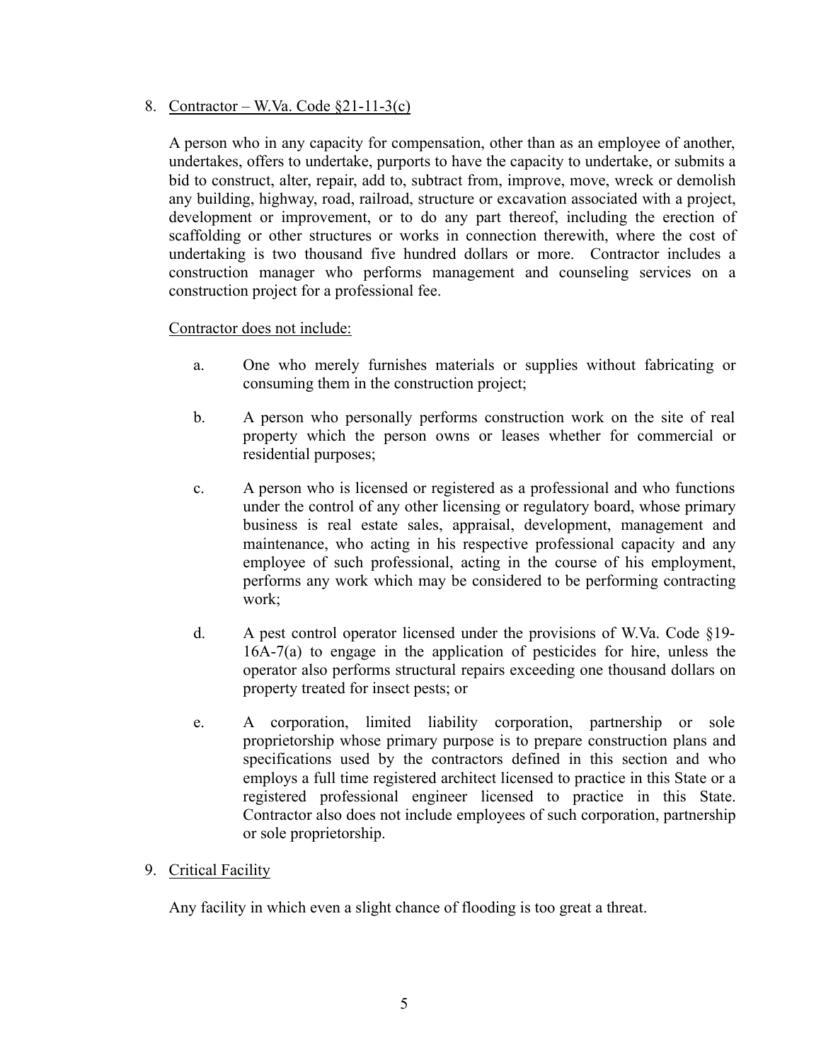8. Contractor – W.Va. Code §21-11-3(c)

   A person who in any capacity for compensation, other than as an employee of another, undertakes, offers to undertake, purports to have the capacity to undertake, or submits a bid to construct, alter, repair, add to, subtract from, improve, move, wreck or demolish any building, highway, road, railroad, structure or excavation associated with a project, development or improvement, or to do any part thereof, including the erection of scaffolding or other structures or works in connection therewith, where the cost of undertaking is two thousand five hundred dollars or more. Contractor includes a construction manager who performs management and counseling services on a construction project for a professional fee.

   Contractor does not include:

   a. One who merely furnishes materials or supplies without fabricating or consuming them in the construction project;

   b. A person who personally performs construction work on the site of real property which the person owns or leases whether for commercial or residential purposes;

   c. A person who is licensed or registered as a professional and who functions under the control of any other licensing or regulatory board, whose primary business is real estate sales, appraisal, development, management and maintenance, who acting in his respective professional capacity and any employee of such professional, acting in the course of his employment, performs any work which may be considered to be performing contracting work;

   d. A pest control operator licensed under the provisions of W.Va. Code §19-16A-7(a) to engage in the application of pesticides for hire, unless the operator also performs structural repairs exceeding one thousand dollars on property treated for insect pests; or

   e. A corporation, limited liability corporation, partnership or sole proprietorship whose primary purpose is to prepare construction plans and specifications used by the contractors defined in this section and who employs a full time registered architect licensed to practice in this State or a registered professional engineer licensed to practice in this State. Contractor also does not include employees of such corporation, partnership or sole proprietorship.

9. Critical Facility

   Any facility in which even a slight chance of flooding is too great a threat.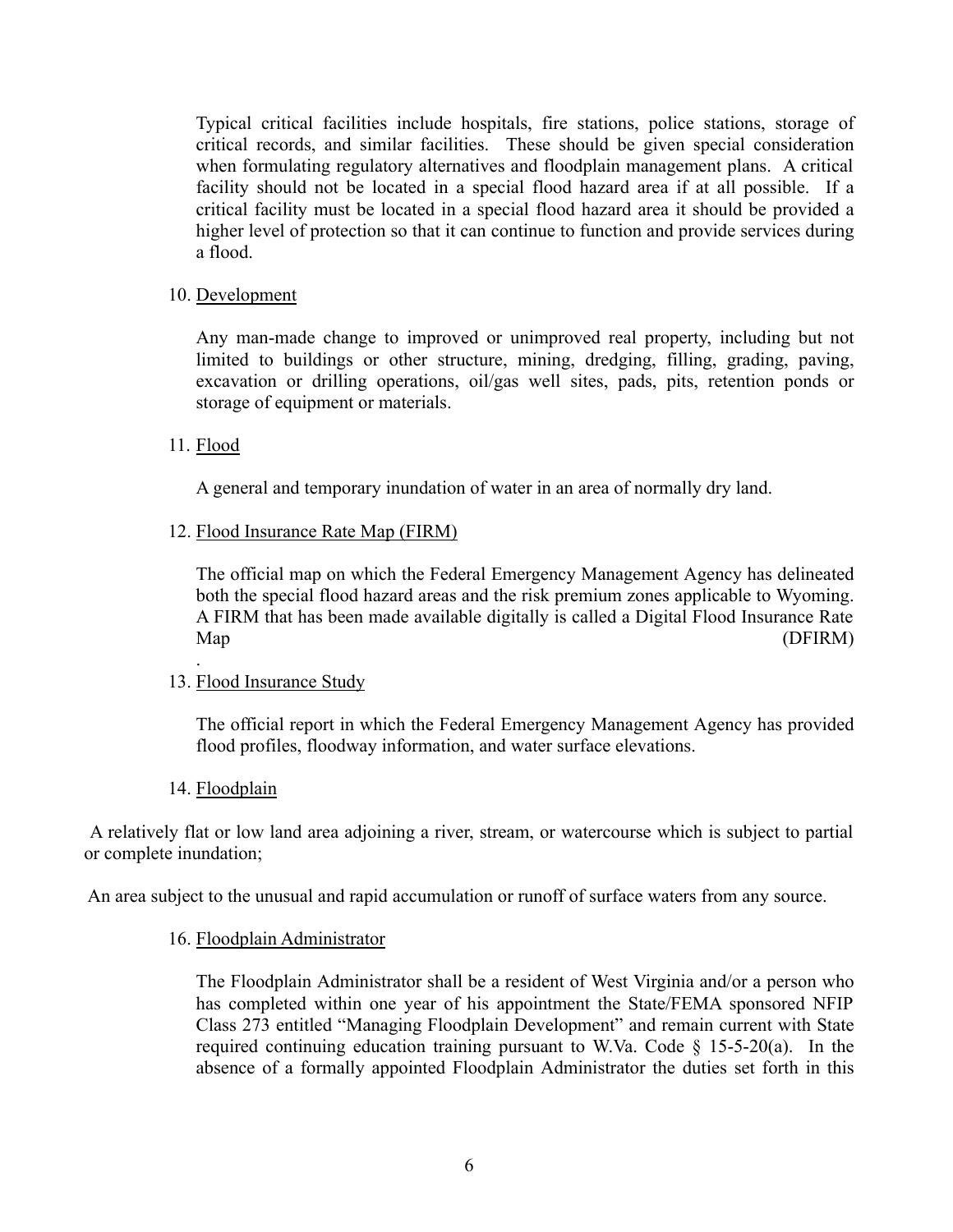Typical critical facilities include hospitals, fire stations, police stations, storage of critical records, and similar facilities. These should be given special consideration when formulating regulatory alternatives and floodplain management plans. A critical facility should not be located in a special flood hazard area if at all possible. If a critical facility must be located in a special flood hazard area it should be provided a higher level of protection so that it can continue to function and provide services during a flood.

10. Development

Any man-made change to improved or unimproved real property, including but not limited to buildings or other structure, mining, dredging, filling, grading, paving, excavation or drilling operations, oil/gas well sites, pads, pits, retention ponds or storage of equipment or materials.

11. Flood

A general and temporary inundation of water in an area of normally dry land.

12. Flood Insurance Rate Map (FIRM)

The official map on which the Federal Emergency Management Agency has delineated both the special flood hazard areas and the risk premium zones applicable to Wyoming. A FIRM that has been made available digitally is called a Digital Flood Insurance Rate Map (DFIRM)
.

13. Flood Insurance Study

The official report in which the Federal Emergency Management Agency has provided flood profiles, floodway information, and water surface elevations.

14. Floodplain

A relatively flat or low land area adjoining a river, stream, or watercourse which is subject to partial or complete inundation;

An area subject to the unusual and rapid accumulation or runoff of surface waters from any source.

16. Floodplain Administrator

The Floodplain Administrator shall be a resident of West Virginia and/or a person who has completed within one year of his appointment the State/FEMA sponsored NFIP Class 273 entitled "Managing Floodplain Development" and remain current with State required continuing education training pursuant to W.Va. Code § 15-5-20(a). In the absence of a formally appointed Floodplain Administrator the duties set forth in this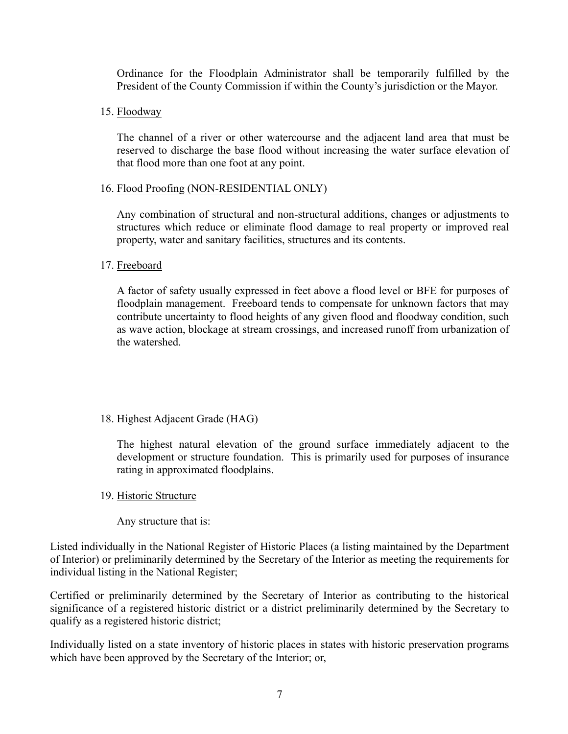Ordinance for the Floodplain Administrator shall be temporarily fulfilled by the President of the County Commission if within the County's jurisdiction or the Mayor.

15. Floodway

    The channel of a river or other watercourse and the adjacent land area that must be reserved to discharge the base flood without increasing the water surface elevation of that flood more than one foot at any point.

16. Flood Proofing (NON-RESIDENTIAL ONLY)

    Any combination of structural and non-structural additions, changes or adjustments to structures which reduce or eliminate flood damage to real property or improved real property, water and sanitary facilities, structures and its contents.

17. Freeboard

    A factor of safety usually expressed in feet above a flood level or BFE for purposes of floodplain management. Freeboard tends to compensate for unknown factors that may contribute uncertainty to flood heights of any given flood and floodway condition, such as wave action, blockage at stream crossings, and increased runoff from urbanization of the watershed.

18. Highest Adjacent Grade (HAG)

    The highest natural elevation of the ground surface immediately adjacent to the development or structure foundation. This is primarily used for purposes of insurance rating in approximated floodplains.

19. Historic Structure

    Any structure that is:

Listed individually in the National Register of Historic Places (a listing maintained by the Department of Interior) or preliminarily determined by the Secretary of the Interior as meeting the requirements for individual listing in the National Register;

Certified or preliminarily determined by the Secretary of Interior as contributing to the historical significance of a registered historic district or a district preliminarily determined by the Secretary to qualify as a registered historic district;

Individually listed on a state inventory of historic places in states with historic preservation programs which have been approved by the Secretary of the Interior; or,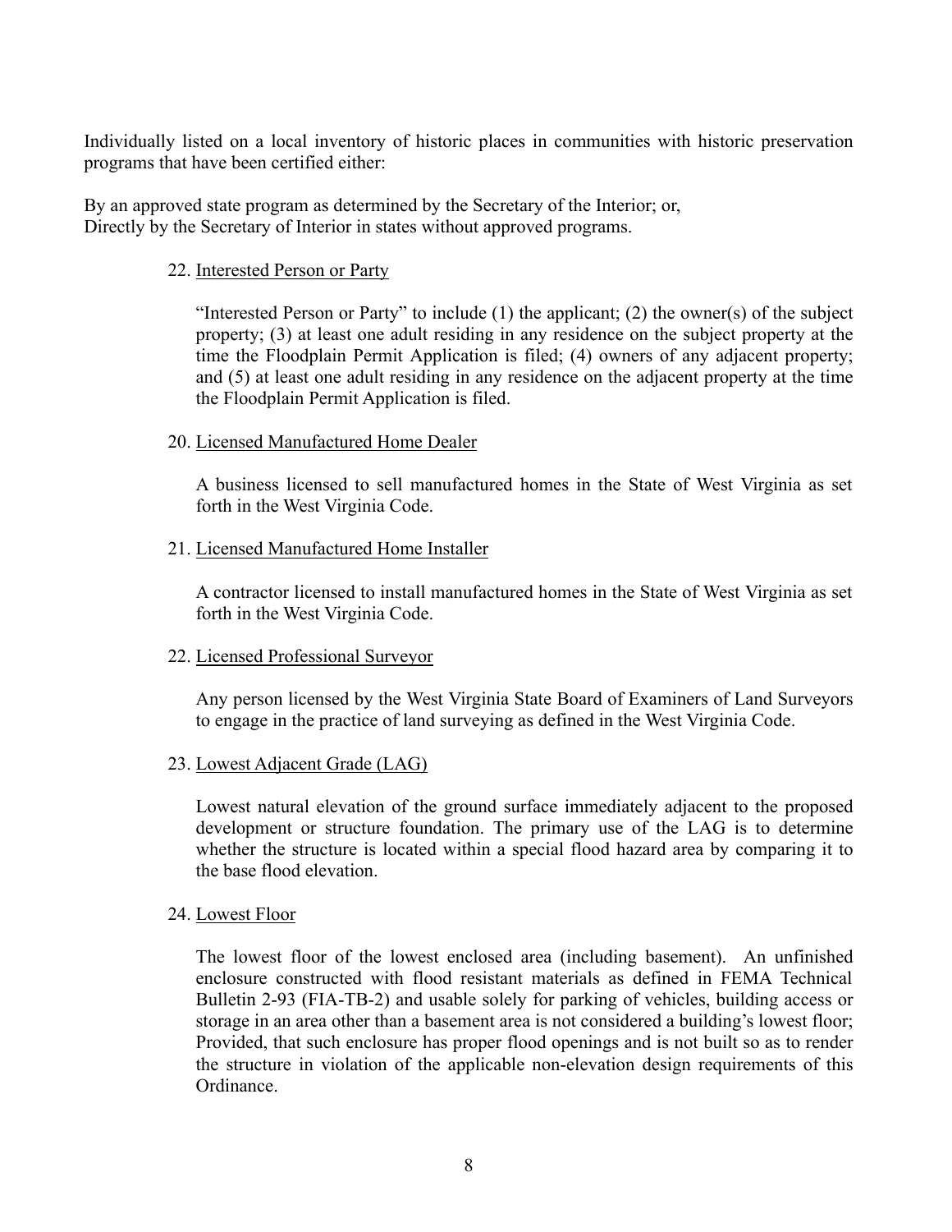Individually listed on a local inventory of historic places in communities with historic preservation programs that have been certified either:

By an approved state program as determined by the Secretary of the Interior; or,
Directly by the Secretary of Interior in states without approved programs.

22. Interested Person or Party

"Interested Person or Party" to include (1) the applicant; (2) the owner(s) of the subject property; (3) at least one adult residing in any residence on the subject property at the time the Floodplain Permit Application is filed; (4) owners of any adjacent property; and (5) at least one adult residing in any residence on the adjacent property at the time the Floodplain Permit Application is filed.

20. Licensed Manufactured Home Dealer

A business licensed to sell manufactured homes in the State of West Virginia as set forth in the West Virginia Code.

21. Licensed Manufactured Home Installer

A contractor licensed to install manufactured homes in the State of West Virginia as set forth in the West Virginia Code.

22. Licensed Professional Surveyor

Any person licensed by the West Virginia State Board of Examiners of Land Surveyors to engage in the practice of land surveying as defined in the West Virginia Code.

23. Lowest Adjacent Grade (LAG)

Lowest natural elevation of the ground surface immediately adjacent to the proposed development or structure foundation. The primary use of the LAG is to determine whether the structure is located within a special flood hazard area by comparing it to the base flood elevation.

24. Lowest Floor

The lowest floor of the lowest enclosed area (including basement). An unfinished enclosure constructed with flood resistant materials as defined in FEMA Technical Bulletin 2-93 (FIA-TB-2) and usable solely for parking of vehicles, building access or storage in an area other than a basement area is not considered a building's lowest floor; Provided, that such enclosure has proper flood openings and is not built so as to render the structure in violation of the applicable non-elevation design requirements of this Ordinance.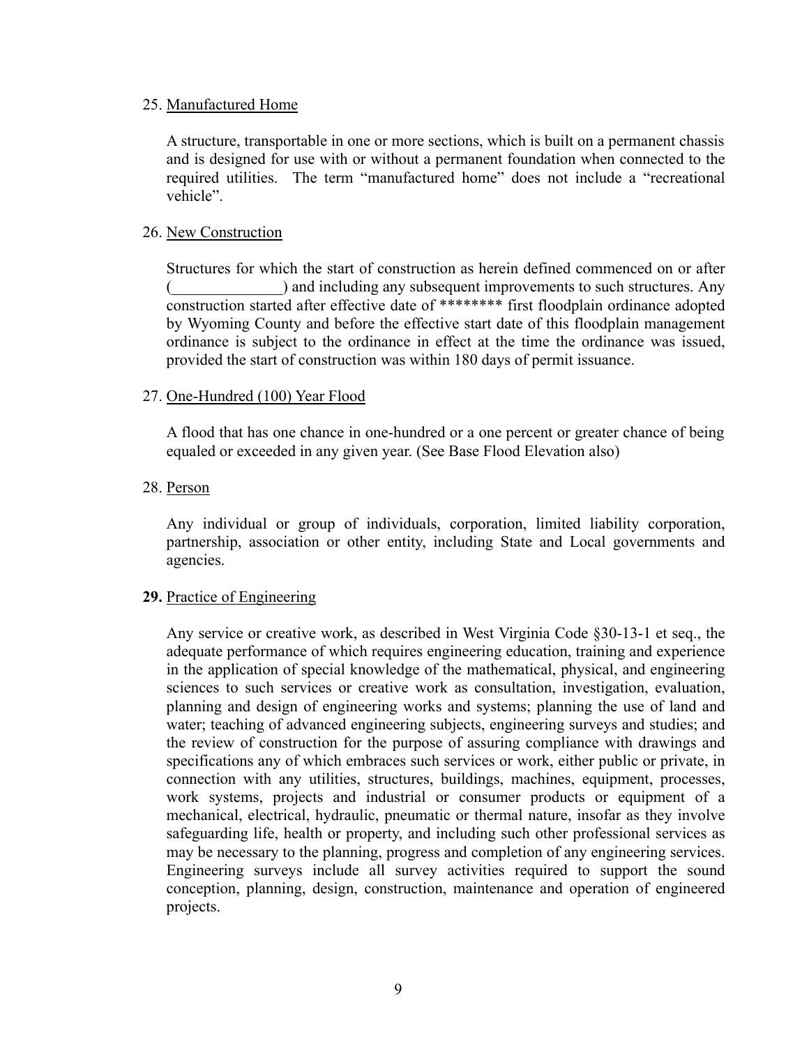25. <u>Manufactured Home</u>

 A structure, transportable in one or more sections, which is built on a permanent chassis and is designed for use with or without a permanent foundation when connected to the required utilities. The term “manufactured home” does not include a “recreational vehicle”.

26. <u>New Construction</u>

 Structures for which the start of construction as herein defined commenced on or after (______________) and including any subsequent improvements to such structures. Any construction started after effective date of ******** first floodplain ordinance adopted by Wyoming County and before the effective start date of this floodplain management ordinance is subject to the ordinance in effect at the time the ordinance was issued, provided the start of construction was within 180 days of permit issuance.

27. <u>One-Hundred (100) Year Flood</u>

 A flood that has one chance in one-hundred or a one percent or greater chance of being equaled or exceeded in any given year. (See Base Flood Elevation also)

28. <u>Person</u>

 Any individual or group of individuals, corporation, limited liability corporation, partnership, association or other entity, including State and Local governments and agencies.

**29.** <u>Practice of Engineering</u>

 Any service or creative work, as described in West Virginia Code §30-13-1 et seq., the adequate performance of which requires engineering education, training and experience in the application of special knowledge of the mathematical, physical, and engineering sciences to such services or creative work as consultation, investigation, evaluation, planning and design of engineering works and systems; planning the use of land and water; teaching of advanced engineering subjects, engineering surveys and studies; and the review of construction for the purpose of assuring compliance with drawings and specifications any of which embraces such services or work, either public or private, in connection with any utilities, structures, buildings, machines, equipment, processes, work systems, projects and industrial or consumer products or equipment of a mechanical, electrical, hydraulic, pneumatic or thermal nature, insofar as they involve safeguarding life, health or property, and including such other professional services as may be necessary to the planning, progress and completion of any engineering services. Engineering surveys include all survey activities required to support the sound conception, planning, design, construction, maintenance and operation of engineered projects.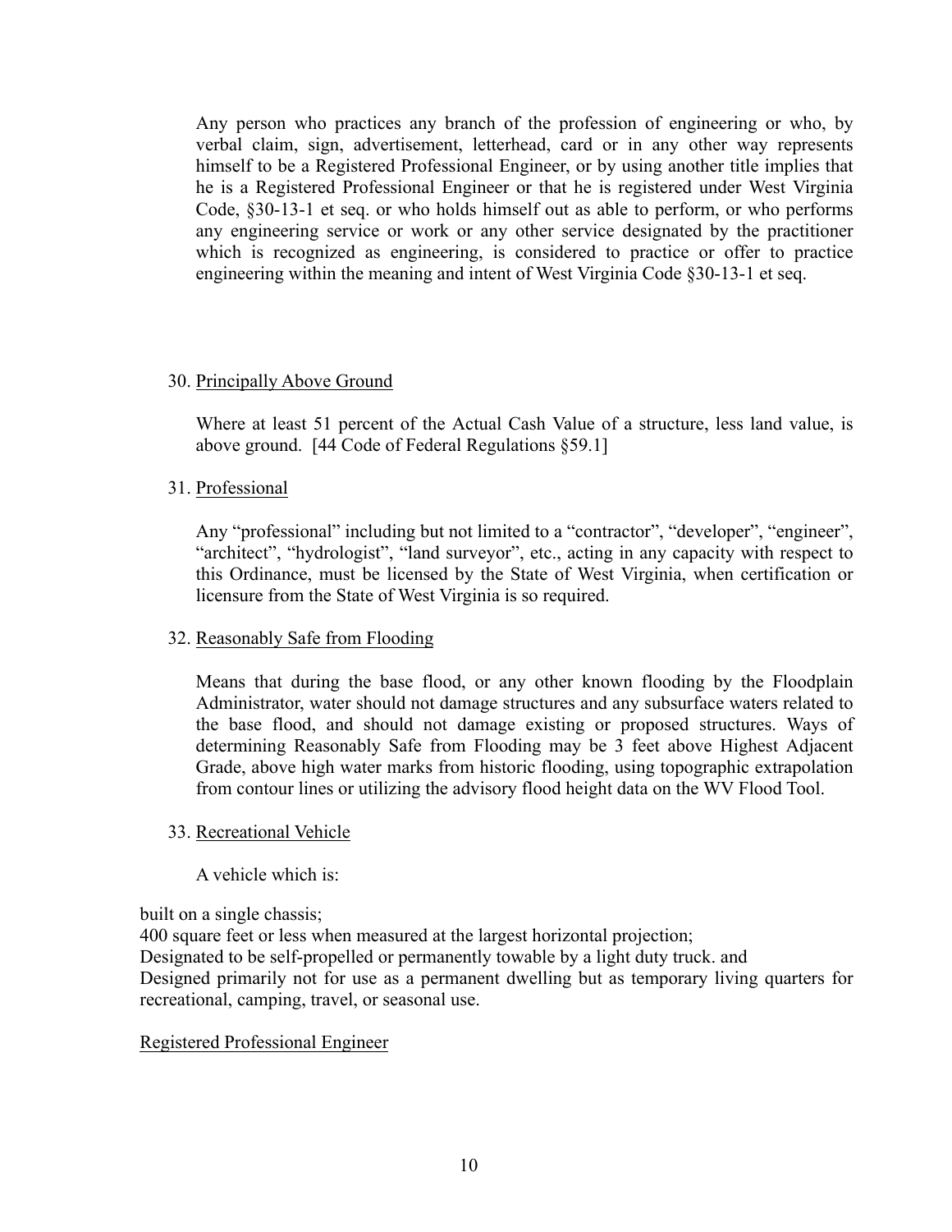Any person who practices any branch of the profession of engineering or who, by verbal claim, sign, advertisement, letterhead, card or in any other way represents himself to be a Registered Professional Engineer, or by using another title implies that he is a Registered Professional Engineer or that he is registered under West Virginia Code, §30-13-1 et seq. or who holds himself out as able to perform, or who performs any engineering service or work or any other service designated by the practitioner which is recognized as engineering, is considered to practice or offer to practice engineering within the meaning and intent of West Virginia Code §30-13-1 et seq.

30. Principally Above Ground

    Where at least 51 percent of the Actual Cash Value of a structure, less land value, is above ground. [44 Code of Federal Regulations §59.1]

31. Professional

    Any "professional" including but not limited to a "contractor", "developer", "engineer", "architect", "hydrologist", "land surveyor", etc., acting in any capacity with respect to this Ordinance, must be licensed by the State of West Virginia, when certification or licensure from the State of West Virginia is so required.

32. Reasonably Safe from Flooding

    Means that during the base flood, or any other known flooding by the Floodplain Administrator, water should not damage structures and any subsurface waters related to the base flood, and should not damage existing or proposed structures. Ways of determining Reasonably Safe from Flooding may be 3 feet above Highest Adjacent Grade, above high water marks from historic flooding, using topographic extrapolation from contour lines or utilizing the advisory flood height data on the WV Flood Tool.

33. Recreational Vehicle

    A vehicle which is:

built on a single chassis;
400 square feet or less when measured at the largest horizontal projection;
Designated to be self-propelled or permanently towable by a light duty truck. and
Designed primarily not for use as a permanent dwelling but as temporary living quarters for recreational, camping, travel, or seasonal use.

Registered Professional Engineer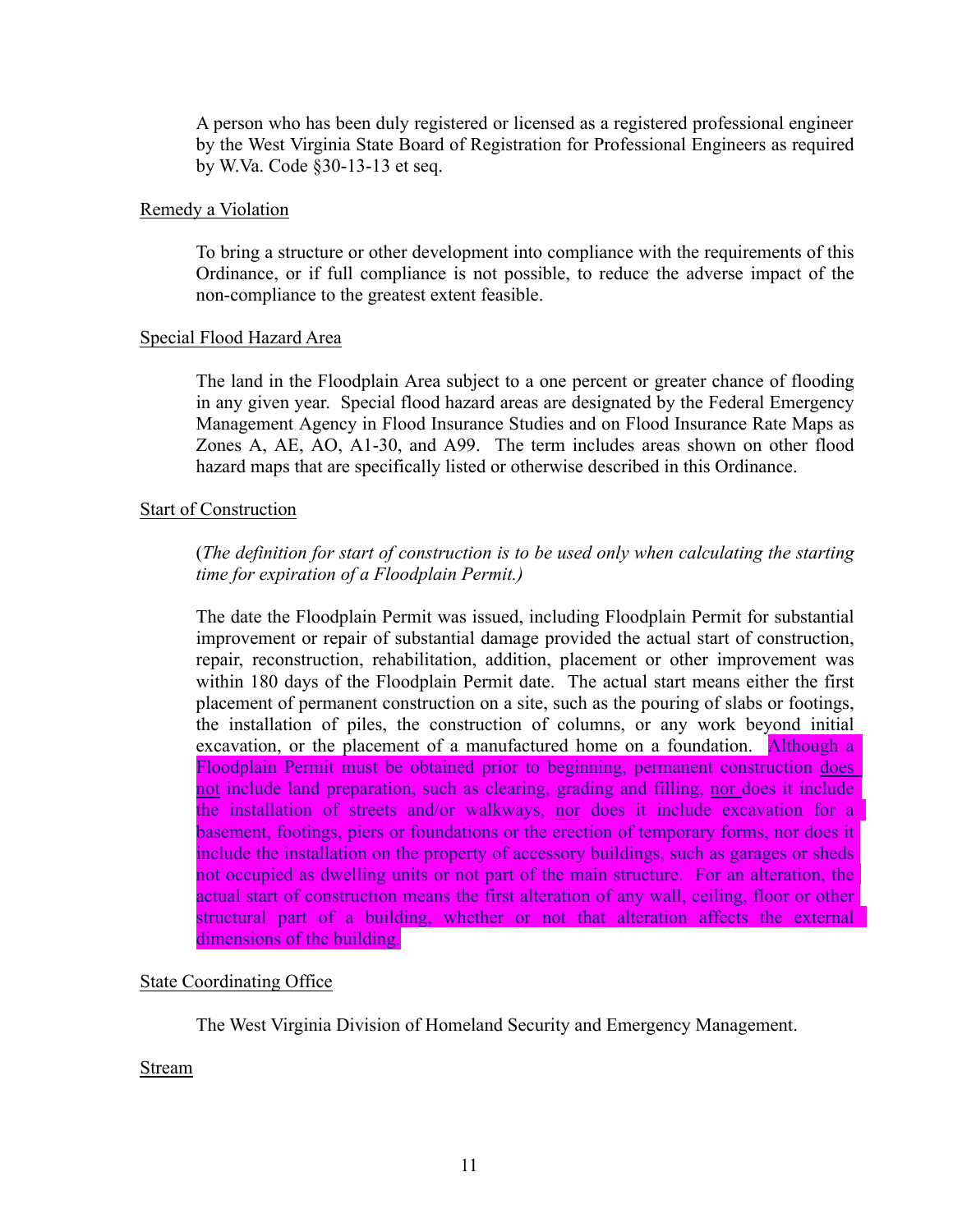A person who has been duly registered or licensed as a registered professional engineer by the West Virginia State Board of Registration for Professional Engineers as required by W.Va. Code §30-13-13 et seq.

Remedy a Violation

To bring a structure or other development into compliance with the requirements of this Ordinance, or if full compliance is not possible, to reduce the adverse impact of the non-compliance to the greatest extent feasible.

Special Flood Hazard Area

The land in the Floodplain Area subject to a one percent or greater chance of flooding in any given year. Special flood hazard areas are designated by the Federal Emergency Management Agency in Flood Insurance Studies and on Flood Insurance Rate Maps as Zones A, AE, AO, A1-30, and A99. The term includes areas shown on other flood hazard maps that are specifically listed or otherwise described in this Ordinance.

Start of Construction

(*The definition for start of construction is to be used only when calculating the starting time for expiration of a Floodplain Permit.)*

The date the Floodplain Permit was issued, including Floodplain Permit for substantial improvement or repair of substantial damage provided the actual start of construction, repair, reconstruction, rehabilitation, addition, placement or other improvement was within 180 days of the Floodplain Permit date. The actual start means either the first placement of permanent construction on a site, such as the pouring of slabs or footings, the installation of piles, the construction of columns, or any work beyond initial excavation, or the placement of a manufactured home on a foundation. Although a Floodplain Permit must be obtained prior to beginning, permanent construction does not include land preparation, such as clearing, grading and filling, nor does it include the installation of streets and/or walkways, nor does it include excavation for a basement, footings, piers or foundations or the erection of temporary forms, nor does it include the installation on the property of accessory buildings, such as garages or sheds not occupied as dwelling units or not part of the main structure. For an alteration, the actual start of construction means the first alteration of any wall, ceiling, floor or other structural part of a building, whether or not that alteration affects the external dimensions of the building.

State Coordinating Office

The West Virginia Division of Homeland Security and Emergency Management.

Stream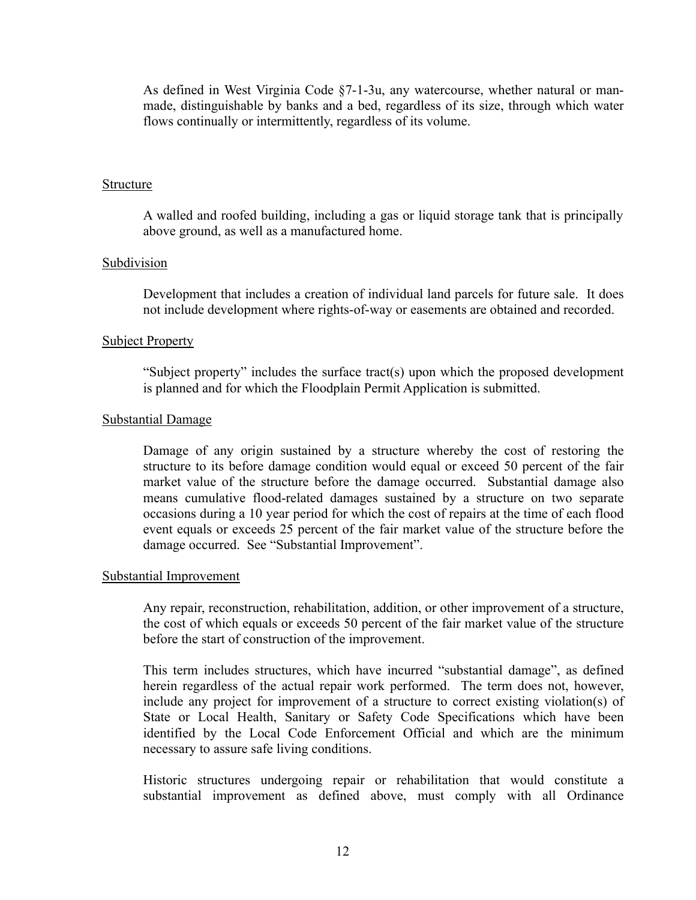As defined in West Virginia Code §7-1-3u, any watercourse, whether natural or man-made, distinguishable by banks and a bed, regardless of its size, through which water flows continually or intermittently, regardless of its volume.

<u>Structure</u>

A walled and roofed building, including a gas or liquid storage tank that is principally above ground, as well as a manufactured home.

<u>Subdivision</u>

Development that includes a creation of individual land parcels for future sale. It does not include development where rights-of-way or easements are obtained and recorded.

<u>Subject Property</u>

"Subject property" includes the surface tract(s) upon which the proposed development is planned and for which the Floodplain Permit Application is submitted.

<u>Substantial Damage</u>

Damage of any origin sustained by a structure whereby the cost of restoring the structure to its before damage condition would equal or exceed 50 percent of the fair market value of the structure before the damage occurred. Substantial damage also means cumulative flood-related damages sustained by a structure on two separate occasions during a 10 year period for which the cost of repairs at the time of each flood event equals or exceeds 25 percent of the fair market value of the structure before the damage occurred. See "Substantial Improvement".

<u>Substantial Improvement</u>

Any repair, reconstruction, rehabilitation, addition, or other improvement of a structure, the cost of which equals or exceeds 50 percent of the fair market value of the structure before the start of construction of the improvement.

This term includes structures, which have incurred "substantial damage", as defined herein regardless of the actual repair work performed. The term does not, however, include any project for improvement of a structure to correct existing violation(s) of State or Local Health, Sanitary or Safety Code Specifications which have been identified by the Local Code Enforcement Official and which are the minimum necessary to assure safe living conditions.

Historic structures undergoing repair or rehabilitation that would constitute a substantial improvement as defined above, must comply with all Ordinance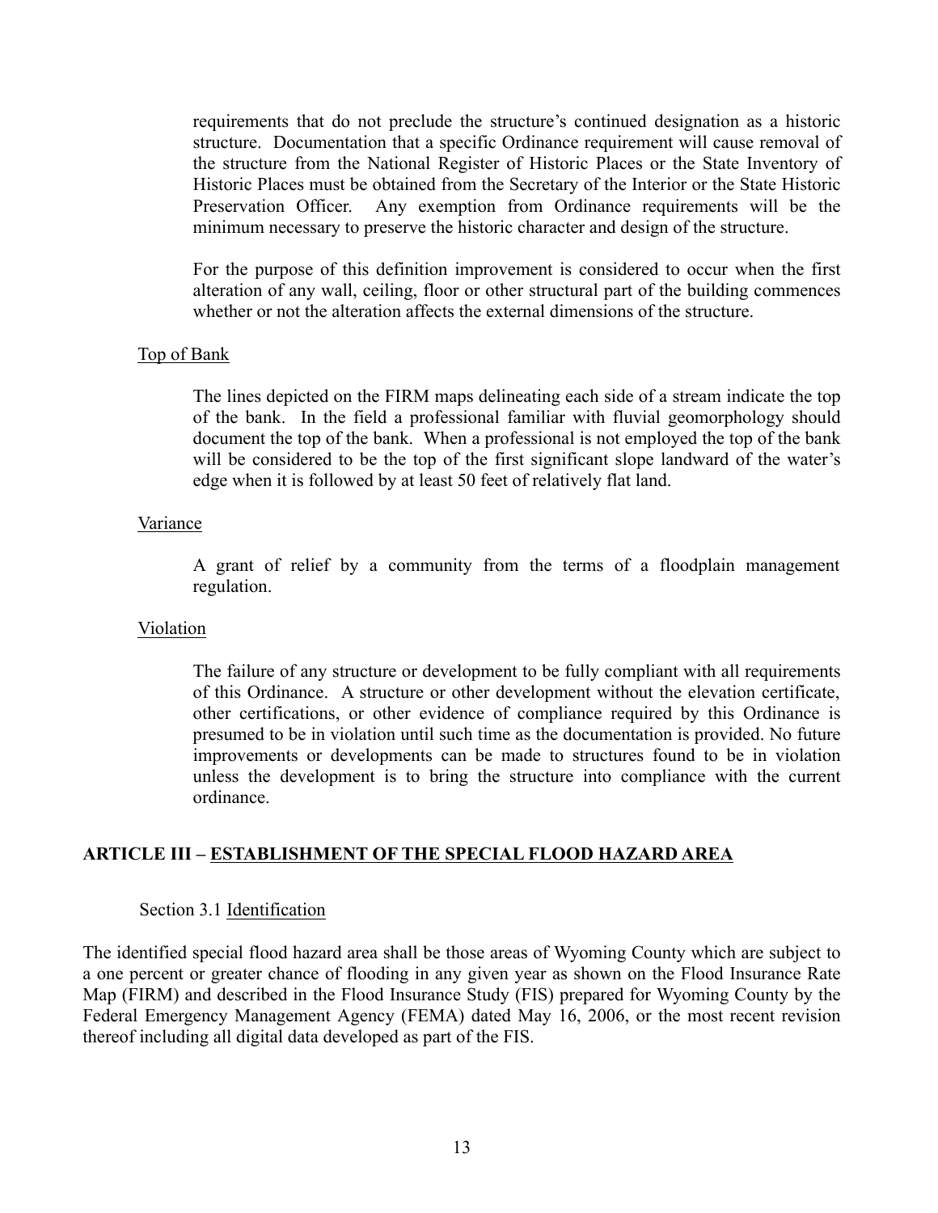requirements that do not preclude the structure's continued designation as a historic structure. Documentation that a specific Ordinance requirement will cause removal of the structure from the National Register of Historic Places or the State Inventory of Historic Places must be obtained from the Secretary of the Interior or the State Historic Preservation Officer. Any exemption from Ordinance requirements will be the minimum necessary to preserve the historic character and design of the structure.

For the purpose of this definition improvement is considered to occur when the first alteration of any wall, ceiling, floor or other structural part of the building commences whether or not the alteration affects the external dimensions of the structure.

Top of Bank

The lines depicted on the FIRM maps delineating each side of a stream indicate the top of the bank. In the field a professional familiar with fluvial geomorphology should document the top of the bank. When a professional is not employed the top of the bank will be considered to be the top of the first significant slope landward of the water's edge when it is followed by at least 50 feet of relatively flat land.

Variance

A grant of relief by a community from the terms of a floodplain management regulation.

Violation

The failure of any structure or development to be fully compliant with all requirements of this Ordinance. A structure or other development without the elevation certificate, other certifications, or other evidence of compliance required by this Ordinance is presumed to be in violation until such time as the documentation is provided. No future improvements or developments can be made to structures found to be in violation unless the development is to bring the structure into compliance with the current ordinance.

## ARTICLE III – ESTABLISHMENT OF THE SPECIAL FLOOD HAZARD AREA

### Section 3.1 Identification

The identified special flood hazard area shall be those areas of Wyoming County which are subject to a one percent or greater chance of flooding in any given year as shown on the Flood Insurance Rate Map (FIRM) and described in the Flood Insurance Study (FIS) prepared for Wyoming County by the Federal Emergency Management Agency (FEMA) dated May 16, 2006, or the most recent revision thereof including all digital data developed as part of the FIS.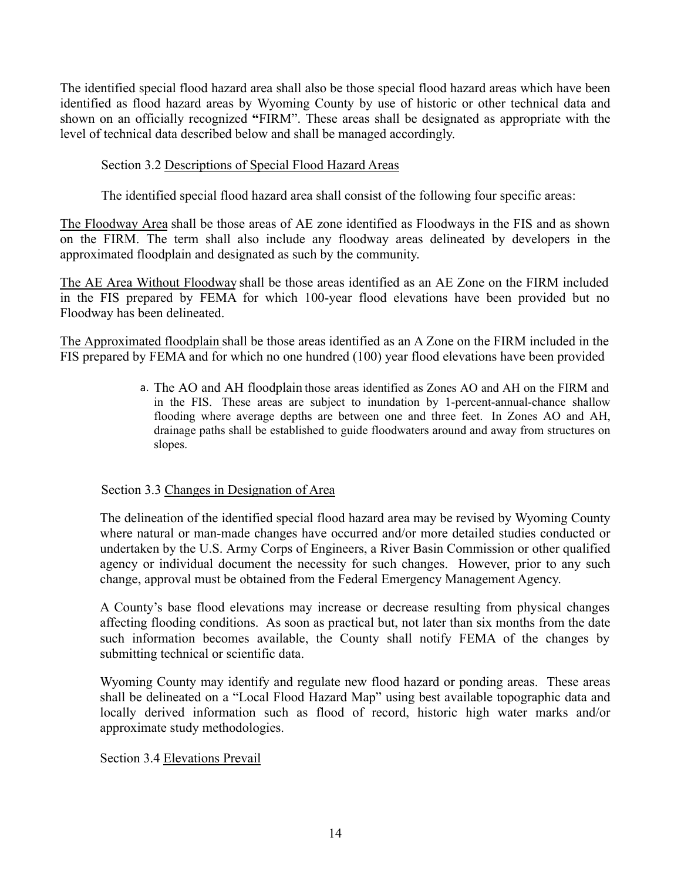The identified special flood hazard area shall also be those special flood hazard areas which have been identified as flood hazard areas by Wyoming County by use of historic or other technical data and shown on an officially recognized **"**FIRM". These areas shall be designated as appropriate with the level of technical data described below and shall be managed accordingly.

Section 3.2 Descriptions of Special Flood Hazard Areas

The identified special flood hazard area shall consist of the following four specific areas:

The Floodway Area shall be those areas of AE zone identified as Floodways in the FIS and as shown on the FIRM. The term shall also include any floodway areas delineated by developers in the approximated floodplain and designated as such by the community.

The AE Area Without Floodway shall be those areas identified as an AE Zone on the FIRM included in the FIS prepared by FEMA for which 100-year flood elevations have been provided but no Floodway has been delineated.

The Approximated floodplain shall be those areas identified as an A Zone on the FIRM included in the FIS prepared by FEMA and for which no one hundred (100) year flood elevations have been provided

a. The AO and AH floodplain those areas identified as Zones AO and AH on the FIRM and in the FIS. These areas are subject to inundation by 1-percent-annual-chance shallow flooding where average depths are between one and three feet. In Zones AO and AH, drainage paths shall be established to guide floodwaters around and away from structures on slopes.

Section 3.3 Changes in Designation of Area

The delineation of the identified special flood hazard area may be revised by Wyoming County where natural or man-made changes have occurred and/or more detailed studies conducted or undertaken by the U.S. Army Corps of Engineers, a River Basin Commission or other qualified agency or individual document the necessity for such changes. However, prior to any such change, approval must be obtained from the Federal Emergency Management Agency.

A County's base flood elevations may increase or decrease resulting from physical changes affecting flooding conditions. As soon as practical but, not later than six months from the date such information becomes available, the County shall notify FEMA of the changes by submitting technical or scientific data.

Wyoming County may identify and regulate new flood hazard or ponding areas. These areas shall be delineated on a "Local Flood Hazard Map" using best available topographic data and locally derived information such as flood of record, historic high water marks and/or approximate study methodologies.

Section 3.4 Elevations Prevail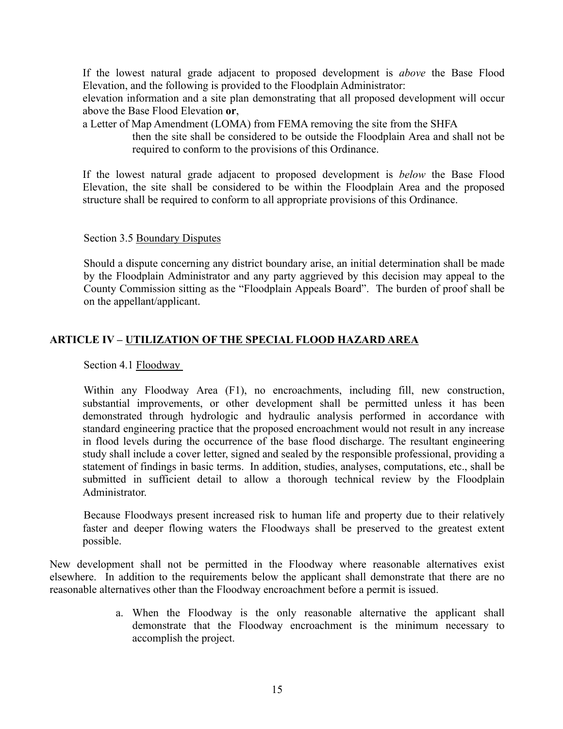If the lowest natural grade adjacent to proposed development is *above* the Base Flood Elevation, and the following is provided to the Floodplain Administrator:

elevation information and a site plan demonstrating that all proposed development will occur above the Base Flood Elevation **or**,

a Letter of Map Amendment (LOMA) from FEMA removing the site from the SHFA

then the site shall be considered to be outside the Floodplain Area and shall not be required to conform to the provisions of this Ordinance.

If the lowest natural grade adjacent to proposed development is *below* the Base Flood Elevation, the site shall be considered to be within the Floodplain Area and the proposed structure shall be required to conform to all appropriate provisions of this Ordinance.

Section 3.5 Boundary Disputes

Should a dispute concerning any district boundary arise, an initial determination shall be made by the Floodplain Administrator and any party aggrieved by this decision may appeal to the County Commission sitting as the "Floodplain Appeals Board". The burden of proof shall be on the appellant/applicant.

## ARTICLE IV – UTILIZATION OF THE SPECIAL FLOOD HAZARD AREA

Section 4.1 Floodway

Within any Floodway Area (F1), no encroachments, including fill, new construction, substantial improvements, or other development shall be permitted unless it has been demonstrated through hydrologic and hydraulic analysis performed in accordance with standard engineering practice that the proposed encroachment would not result in any increase in flood levels during the occurrence of the base flood discharge. The resultant engineering study shall include a cover letter, signed and sealed by the responsible professional, providing a statement of findings in basic terms. In addition, studies, analyses, computations, etc., shall be submitted in sufficient detail to allow a thorough technical review by the Floodplain Administrator.

Because Floodways present increased risk to human life and property due to their relatively faster and deeper flowing waters the Floodways shall be preserved to the greatest extent possible.

New development shall not be permitted in the Floodway where reasonable alternatives exist elsewhere. In addition to the requirements below the applicant shall demonstrate that there are no reasonable alternatives other than the Floodway encroachment before a permit is issued.

a. When the Floodway is the only reasonable alternative the applicant shall demonstrate that the Floodway encroachment is the minimum necessary to accomplish the project.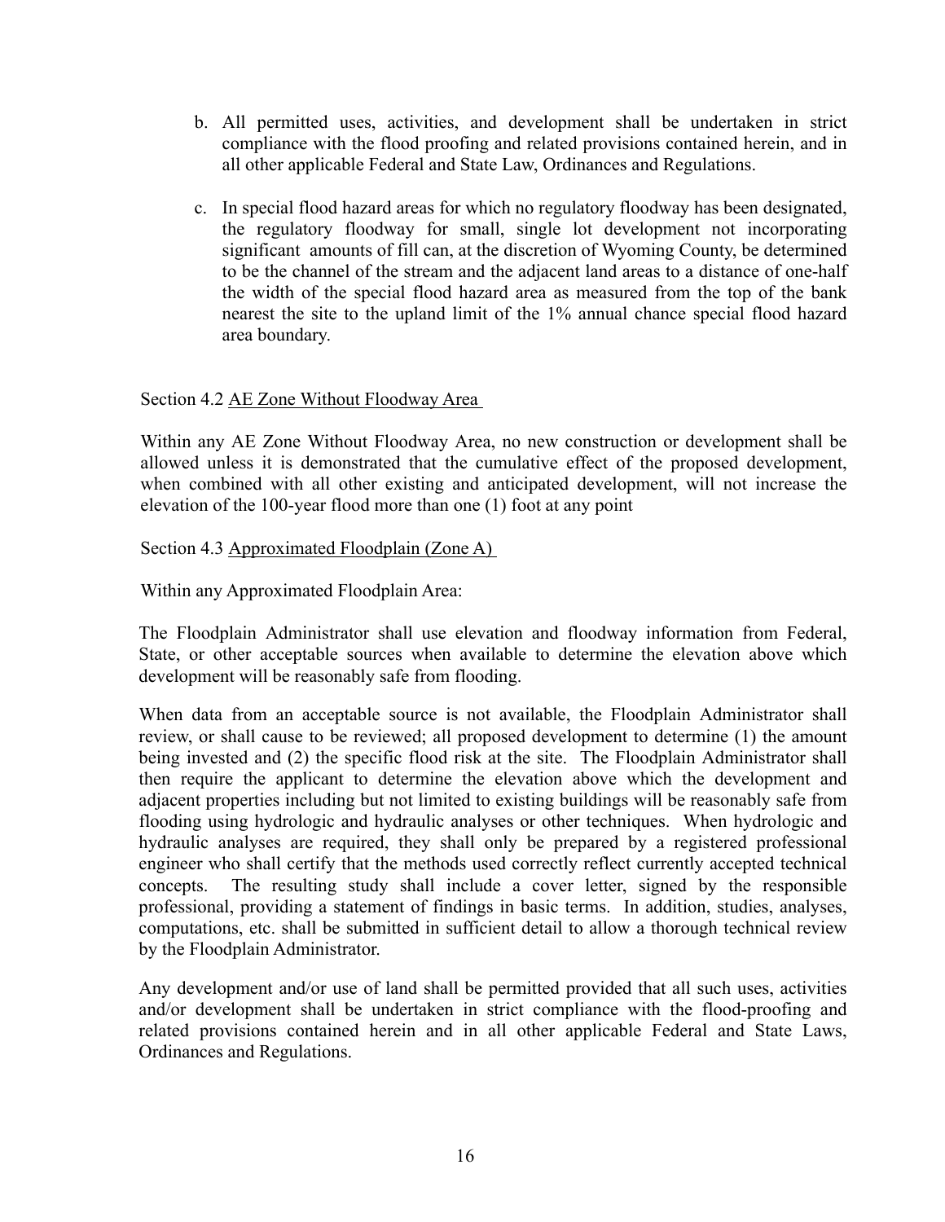b. All permitted uses, activities, and development shall be undertaken in strict compliance with the flood proofing and related provisions contained herein, and in all other applicable Federal and State Law, Ordinances and Regulations.

c. In special flood hazard areas for which no regulatory floodway has been designated, the regulatory floodway for small, single lot development not incorporating significant amounts of fill can, at the discretion of Wyoming County, be determined to be the channel of the stream and the adjacent land areas to a distance of one-half the width of the special flood hazard area as measured from the top of the bank nearest the site to the upland limit of the 1% annual chance special flood hazard area boundary.

Section 4.2 AE Zone Without Floodway Area

Within any AE Zone Without Floodway Area, no new construction or development shall be allowed unless it is demonstrated that the cumulative effect of the proposed development, when combined with all other existing and anticipated development, will not increase the elevation of the 100-year flood more than one (1) foot at any point

Section 4.3 Approximated Floodplain (Zone A)

Within any Approximated Floodplain Area:

The Floodplain Administrator shall use elevation and floodway information from Federal, State, or other acceptable sources when available to determine the elevation above which development will be reasonably safe from flooding.

When data from an acceptable source is not available, the Floodplain Administrator shall review, or shall cause to be reviewed; all proposed development to determine (1) the amount being invested and (2) the specific flood risk at the site. The Floodplain Administrator shall then require the applicant to determine the elevation above which the development and adjacent properties including but not limited to existing buildings will be reasonably safe from flooding using hydrologic and hydraulic analyses or other techniques. When hydrologic and hydraulic analyses are required, they shall only be prepared by a registered professional engineer who shall certify that the methods used correctly reflect currently accepted technical concepts. The resulting study shall include a cover letter, signed by the responsible professional, providing a statement of findings in basic terms. In addition, studies, analyses, computations, etc. shall be submitted in sufficient detail to allow a thorough technical review by the Floodplain Administrator.

Any development and/or use of land shall be permitted provided that all such uses, activities and/or development shall be undertaken in strict compliance with the flood-proofing and related provisions contained herein and in all other applicable Federal and State Laws, Ordinances and Regulations.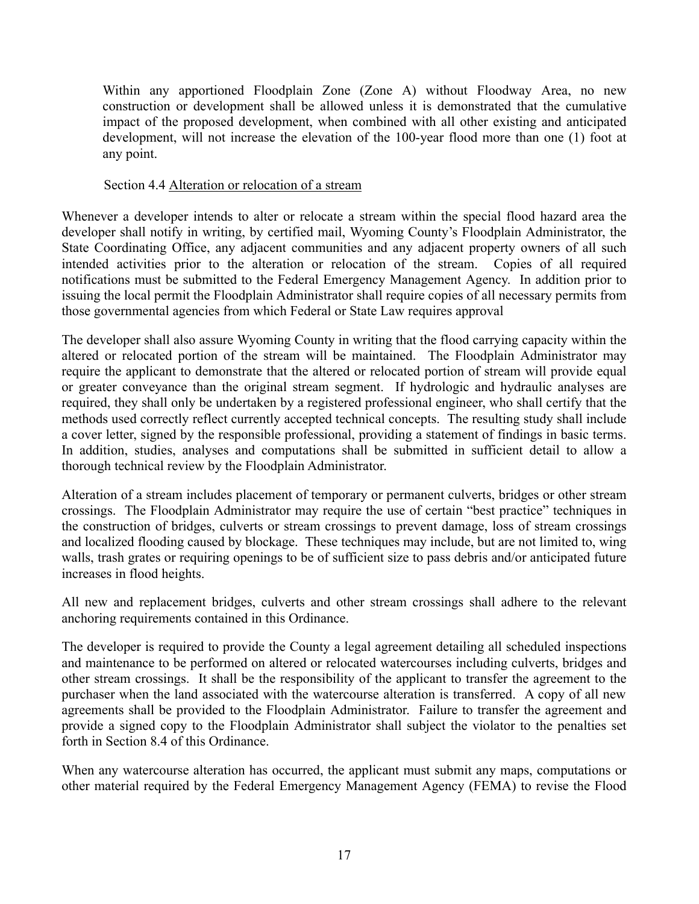Within any apportioned Floodplain Zone (Zone A) without Floodway Area, no new construction or development shall be allowed unless it is demonstrated that the cumulative impact of the proposed development, when combined with all other existing and anticipated development, will not increase the elevation of the 100-year flood more than one (1) foot at any point.

Section 4.4 Alteration or relocation of a stream

Whenever a developer intends to alter or relocate a stream within the special flood hazard area the developer shall notify in writing, by certified mail, Wyoming County's Floodplain Administrator, the State Coordinating Office, any adjacent communities and any adjacent property owners of all such intended activities prior to the alteration or relocation of the stream. Copies of all required notifications must be submitted to the Federal Emergency Management Agency. In addition prior to issuing the local permit the Floodplain Administrator shall require copies of all necessary permits from those governmental agencies from which Federal or State Law requires approval

The developer shall also assure Wyoming County in writing that the flood carrying capacity within the altered or relocated portion of the stream will be maintained. The Floodplain Administrator may require the applicant to demonstrate that the altered or relocated portion of stream will provide equal or greater conveyance than the original stream segment. If hydrologic and hydraulic analyses are required, they shall only be undertaken by a registered professional engineer, who shall certify that the methods used correctly reflect currently accepted technical concepts. The resulting study shall include a cover letter, signed by the responsible professional, providing a statement of findings in basic terms. In addition, studies, analyses and computations shall be submitted in sufficient detail to allow a thorough technical review by the Floodplain Administrator.

Alteration of a stream includes placement of temporary or permanent culverts, bridges or other stream crossings. The Floodplain Administrator may require the use of certain "best practice" techniques in the construction of bridges, culverts or stream crossings to prevent damage, loss of stream crossings and localized flooding caused by blockage. These techniques may include, but are not limited to, wing walls, trash grates or requiring openings to be of sufficient size to pass debris and/or anticipated future increases in flood heights.

All new and replacement bridges, culverts and other stream crossings shall adhere to the relevant anchoring requirements contained in this Ordinance.

The developer is required to provide the County a legal agreement detailing all scheduled inspections and maintenance to be performed on altered or relocated watercourses including culverts, bridges and other stream crossings. It shall be the responsibility of the applicant to transfer the agreement to the purchaser when the land associated with the watercourse alteration is transferred. A copy of all new agreements shall be provided to the Floodplain Administrator. Failure to transfer the agreement and provide a signed copy to the Floodplain Administrator shall subject the violator to the penalties set forth in Section 8.4 of this Ordinance.

When any watercourse alteration has occurred, the applicant must submit any maps, computations or other material required by the Federal Emergency Management Agency (FEMA) to revise the Flood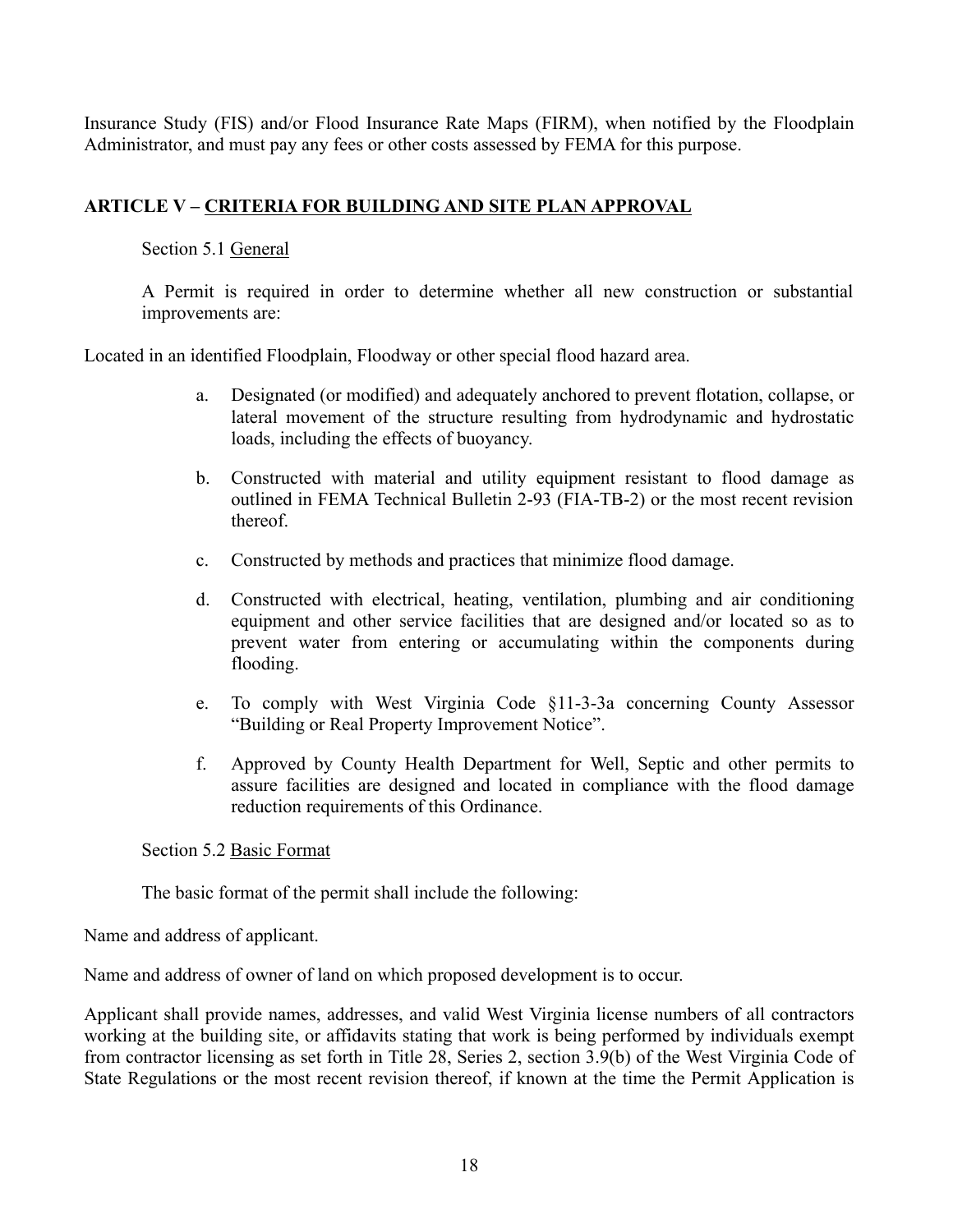Insurance Study (FIS) and/or Flood Insurance Rate Maps (FIRM), when notified by the Floodplain Administrator, and must pay any fees or other costs assessed by FEMA for this purpose.

## ARTICLE V – CRITERIA FOR BUILDING AND SITE PLAN APPROVAL

### Section 5.1 General

A Permit is required in order to determine whether all new construction or substantial improvements are:

Located in an identified Floodplain, Floodway or other special flood hazard area.

a. Designated (or modified) and adequately anchored to prevent flotation, collapse, or lateral movement of the structure resulting from hydrodynamic and hydrostatic loads, including the effects of buoyancy.

b. Constructed with material and utility equipment resistant to flood damage as outlined in FEMA Technical Bulletin 2-93 (FIA-TB-2) or the most recent revision thereof.

c. Constructed by methods and practices that minimize flood damage.

d. Constructed with electrical, heating, ventilation, plumbing and air conditioning equipment and other service facilities that are designed and/or located so as to prevent water from entering or accumulating within the components during flooding.

e. To comply with West Virginia Code §11-3-3a concerning County Assessor "Building or Real Property Improvement Notice".

f. Approved by County Health Department for Well, Septic and other permits to assure facilities are designed and located in compliance with the flood damage reduction requirements of this Ordinance.

### Section 5.2 Basic Format

The basic format of the permit shall include the following:

Name and address of applicant.

Name and address of owner of land on which proposed development is to occur.

Applicant shall provide names, addresses, and valid West Virginia license numbers of all contractors working at the building site, or affidavits stating that work is being performed by individuals exempt from contractor licensing as set forth in Title 28, Series 2, section 3.9(b) of the West Virginia Code of State Regulations or the most recent revision thereof, if known at the time the Permit Application is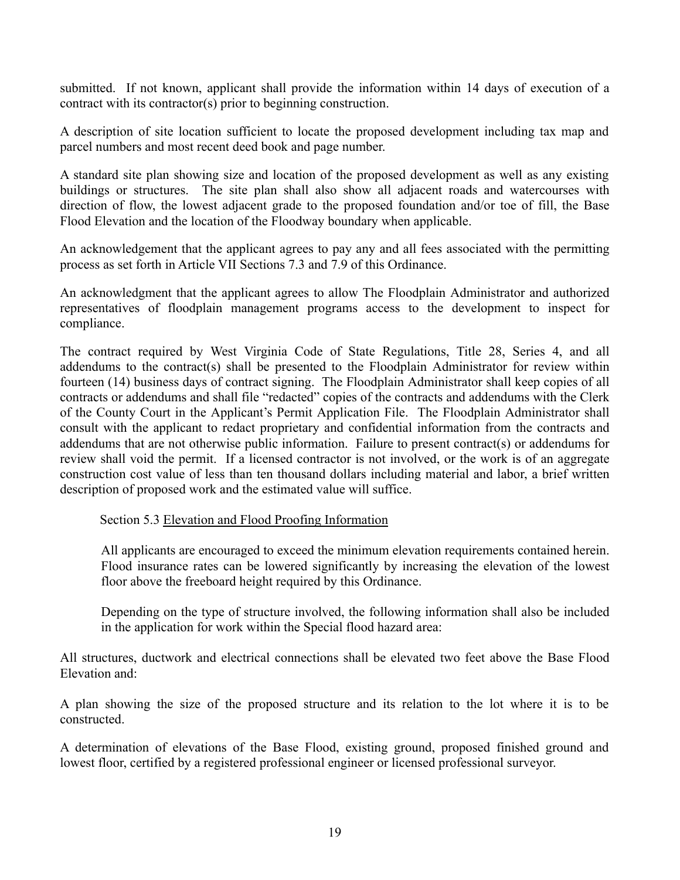submitted. If not known, applicant shall provide the information within 14 days of execution of a contract with its contractor(s) prior to beginning construction.

A description of site location sufficient to locate the proposed development including tax map and parcel numbers and most recent deed book and page number.

A standard site plan showing size and location of the proposed development as well as any existing buildings or structures. The site plan shall also show all adjacent roads and watercourses with direction of flow, the lowest adjacent grade to the proposed foundation and/or toe of fill, the Base Flood Elevation and the location of the Floodway boundary when applicable.

An acknowledgement that the applicant agrees to pay any and all fees associated with the permitting process as set forth in Article VII Sections 7.3 and 7.9 of this Ordinance.

An acknowledgment that the applicant agrees to allow The Floodplain Administrator and authorized representatives of floodplain management programs access to the development to inspect for compliance.

The contract required by West Virginia Code of State Regulations, Title 28, Series 4, and all addendums to the contract(s) shall be presented to the Floodplain Administrator for review within fourteen (14) business days of contract signing. The Floodplain Administrator shall keep copies of all contracts or addendums and shall file "redacted" copies of the contracts and addendums with the Clerk of the County Court in the Applicant's Permit Application File. The Floodplain Administrator shall consult with the applicant to redact proprietary and confidential information from the contracts and addendums that are not otherwise public information. Failure to present contract(s) or addendums for review shall void the permit. If a licensed contractor is not involved, or the work is of an aggregate construction cost value of less than ten thousand dollars including material and labor, a brief written description of proposed work and the estimated value will suffice.

Section 5.3 Elevation and Flood Proofing Information

All applicants are encouraged to exceed the minimum elevation requirements contained herein. Flood insurance rates can be lowered significantly by increasing the elevation of the lowest floor above the freeboard height required by this Ordinance.

Depending on the type of structure involved, the following information shall also be included in the application for work within the Special flood hazard area:

All structures, ductwork and electrical connections shall be elevated two feet above the Base Flood Elevation and:

A plan showing the size of the proposed structure and its relation to the lot where it is to be constructed.

A determination of elevations of the Base Flood, existing ground, proposed finished ground and lowest floor, certified by a registered professional engineer or licensed professional surveyor.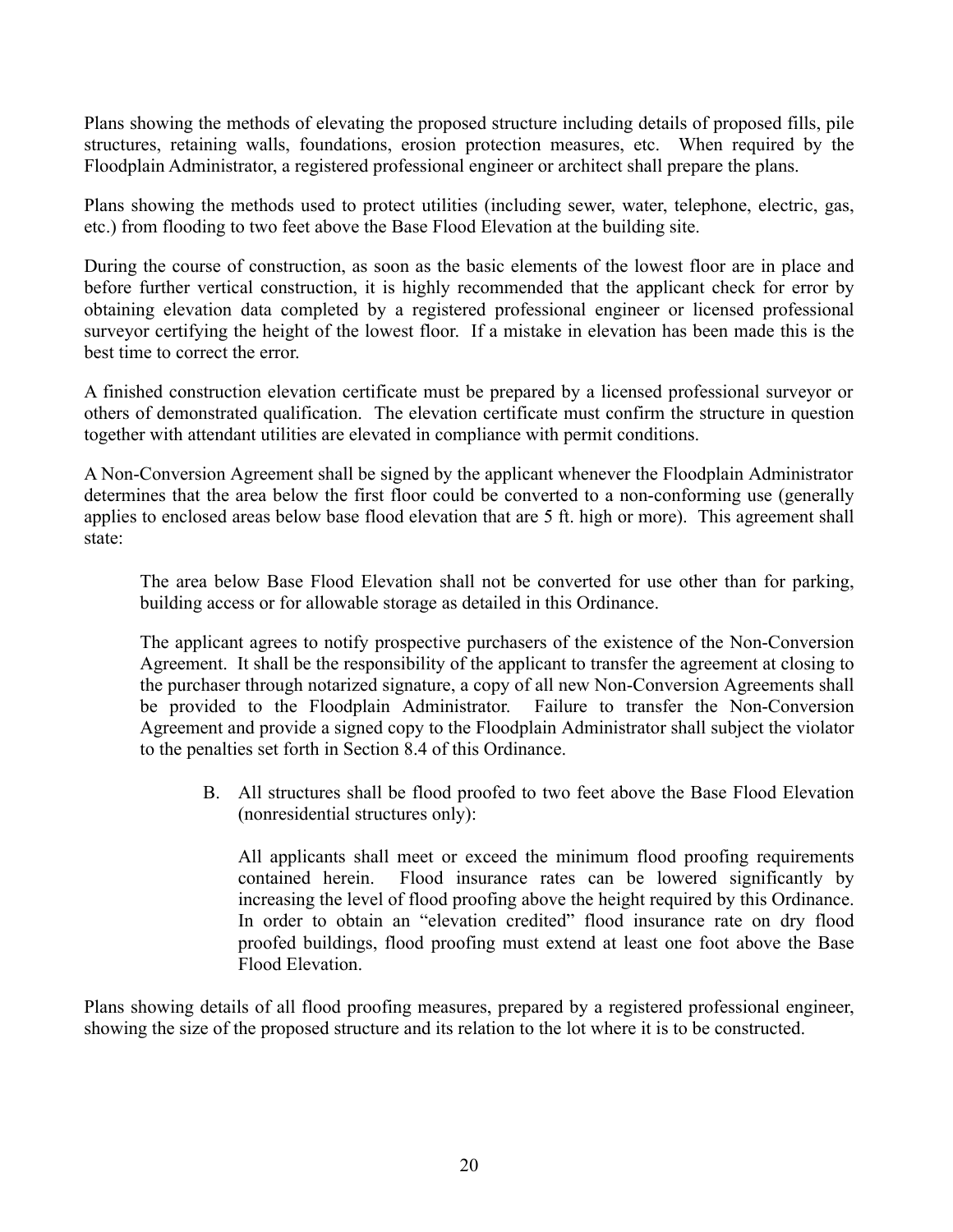Plans showing the methods of elevating the proposed structure including details of proposed fills, pile structures, retaining walls, foundations, erosion protection measures, etc. When required by the Floodplain Administrator, a registered professional engineer or architect shall prepare the plans.

Plans showing the methods used to protect utilities (including sewer, water, telephone, electric, gas, etc.) from flooding to two feet above the Base Flood Elevation at the building site.

During the course of construction, as soon as the basic elements of the lowest floor are in place and before further vertical construction, it is highly recommended that the applicant check for error by obtaining elevation data completed by a registered professional engineer or licensed professional surveyor certifying the height of the lowest floor. If a mistake in elevation has been made this is the best time to correct the error.

A finished construction elevation certificate must be prepared by a licensed professional surveyor or others of demonstrated qualification. The elevation certificate must confirm the structure in question together with attendant utilities are elevated in compliance with permit conditions.

A Non-Conversion Agreement shall be signed by the applicant whenever the Floodplain Administrator determines that the area below the first floor could be converted to a non-conforming use (generally applies to enclosed areas below base flood elevation that are 5 ft. high or more). This agreement shall state:

> The area below Base Flood Elevation shall not be converted for use other than for parking, building access or for allowable storage as detailed in this Ordinance.
>
> The applicant agrees to notify prospective purchasers of the existence of the Non-Conversion Agreement. It shall be the responsibility of the applicant to transfer the agreement at closing to the purchaser through notarized signature, a copy of all new Non-Conversion Agreements shall be provided to the Floodplain Administrator. Failure to transfer the Non-Conversion Agreement and provide a signed copy to the Floodplain Administrator shall subject the violator to the penalties set forth in Section 8.4 of this Ordinance.

B. All structures shall be flood proofed to two feet above the Base Flood Elevation (nonresidential structures only):

All applicants shall meet or exceed the minimum flood proofing requirements contained herein. Flood insurance rates can be lowered significantly by increasing the level of flood proofing above the height required by this Ordinance. In order to obtain an "elevation credited" flood insurance rate on dry flood proofed buildings, flood proofing must extend at least one foot above the Base Flood Elevation.

Plans showing details of all flood proofing measures, prepared by a registered professional engineer, showing the size of the proposed structure and its relation to the lot where it is to be constructed.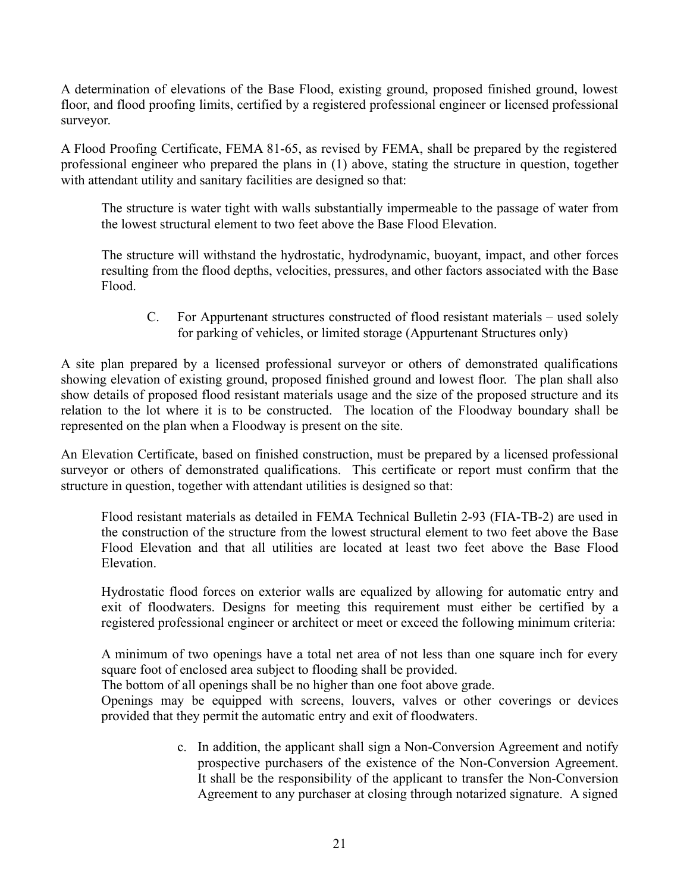A determination of elevations of the Base Flood, existing ground, proposed finished ground, lowest floor, and flood proofing limits, certified by a registered professional engineer or licensed professional surveyor.

A Flood Proofing Certificate, FEMA 81-65, as revised by FEMA, shall be prepared by the registered professional engineer who prepared the plans in (1) above, stating the structure in question, together with attendant utility and sanitary facilities are designed so that:

> The structure is water tight with walls substantially impermeable to the passage of water from the lowest structural element to two feet above the Base Flood Elevation.
>
> The structure will withstand the hydrostatic, hydrodynamic, buoyant, impact, and other forces resulting from the flood depths, velocities, pressures, and other factors associated with the Base Flood.

C. For Appurtenant structures constructed of flood resistant materials – used solely for parking of vehicles, or limited storage (Appurtenant Structures only)

A site plan prepared by a licensed professional surveyor or others of demonstrated qualifications showing elevation of existing ground, proposed finished ground and lowest floor. The plan shall also show details of proposed flood resistant materials usage and the size of the proposed structure and its relation to the lot where it is to be constructed. The location of the Floodway boundary shall be represented on the plan when a Floodway is present on the site.

An Elevation Certificate, based on finished construction, must be prepared by a licensed professional surveyor or others of demonstrated qualifications. This certificate or report must confirm that the structure in question, together with attendant utilities is designed so that:

> Flood resistant materials as detailed in FEMA Technical Bulletin 2-93 (FIA-TB-2) are used in the construction of the structure from the lowest structural element to two feet above the Base Flood Elevation and that all utilities are located at least two feet above the Base Flood Elevation.
>
> Hydrostatic flood forces on exterior walls are equalized by allowing for automatic entry and exit of floodwaters. Designs for meeting this requirement must either be certified by a registered professional engineer or architect or meet or exceed the following minimum criteria:
>
> A minimum of two openings have a total net area of not less than one square inch for every square foot of enclosed area subject to flooding shall be provided.
> The bottom of all openings shall be no higher than one foot above grade.
> Openings may be equipped with screens, louvers, valves or other coverings or devices provided that they permit the automatic entry and exit of floodwaters.

c. In addition, the applicant shall sign a Non-Conversion Agreement and notify prospective purchasers of the existence of the Non-Conversion Agreement. It shall be the responsibility of the applicant to transfer the Non-Conversion Agreement to any purchaser at closing through notarized signature. A signed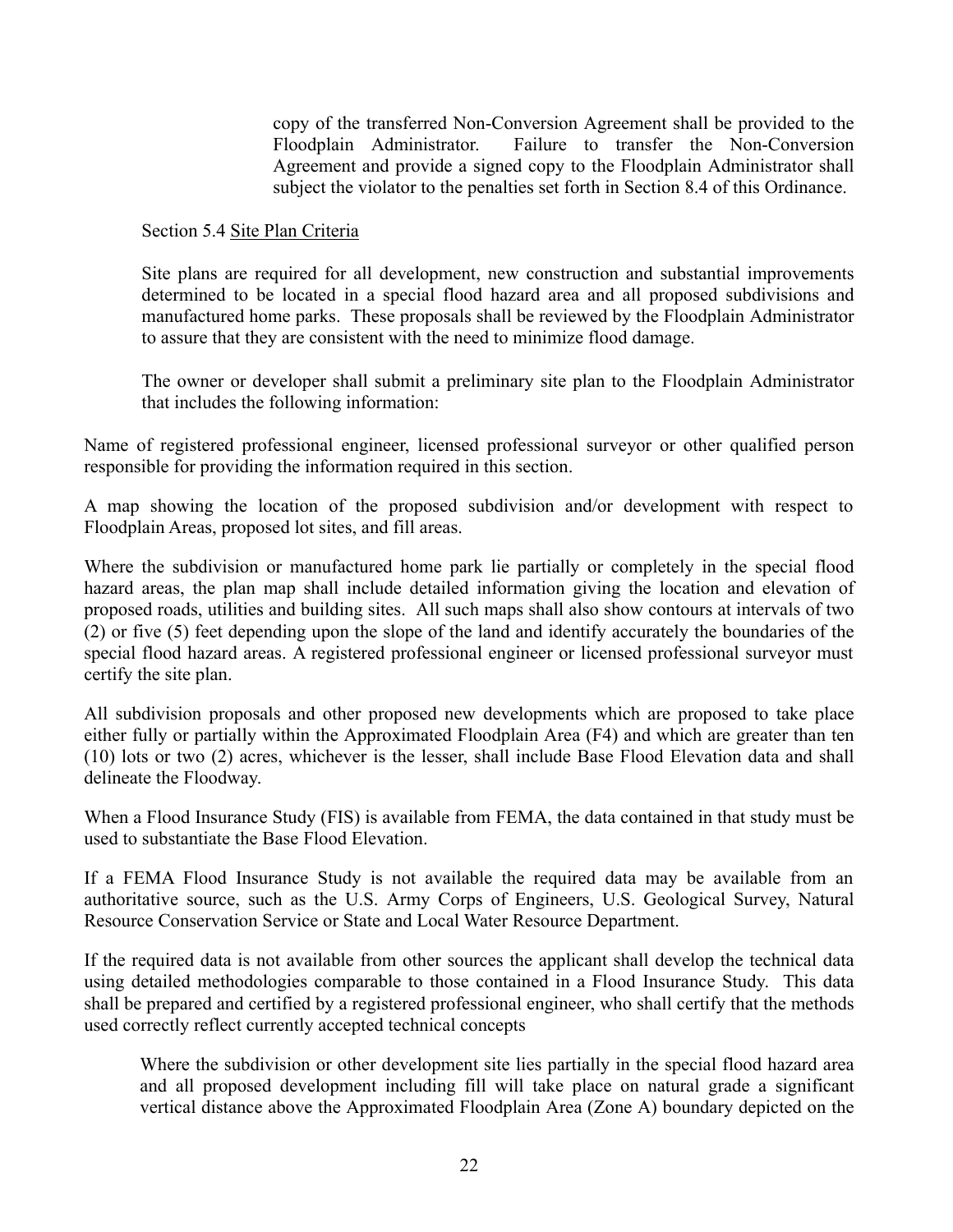copy of the transferred Non-Conversion Agreement shall be provided to the Floodplain Administrator. Failure to transfer the Non-Conversion Agreement and provide a signed copy to the Floodplain Administrator shall subject the violator to the penalties set forth in Section 8.4 of this Ordinance.

Section 5.4 Site Plan Criteria

Site plans are required for all development, new construction and substantial improvements determined to be located in a special flood hazard area and all proposed subdivisions and manufactured home parks. These proposals shall be reviewed by the Floodplain Administrator to assure that they are consistent with the need to minimize flood damage.

The owner or developer shall submit a preliminary site plan to the Floodplain Administrator that includes the following information:

Name of registered professional engineer, licensed professional surveyor or other qualified person responsible for providing the information required in this section.

A map showing the location of the proposed subdivision and/or development with respect to Floodplain Areas, proposed lot sites, and fill areas.

Where the subdivision or manufactured home park lie partially or completely in the special flood hazard areas, the plan map shall include detailed information giving the location and elevation of proposed roads, utilities and building sites. All such maps shall also show contours at intervals of two (2) or five (5) feet depending upon the slope of the land and identify accurately the boundaries of the special flood hazard areas. A registered professional engineer or licensed professional surveyor must certify the site plan.

All subdivision proposals and other proposed new developments which are proposed to take place either fully or partially within the Approximated Floodplain Area (F4) and which are greater than ten (10) lots or two (2) acres, whichever is the lesser, shall include Base Flood Elevation data and shall delineate the Floodway.

When a Flood Insurance Study (FIS) is available from FEMA, the data contained in that study must be used to substantiate the Base Flood Elevation.

If a FEMA Flood Insurance Study is not available the required data may be available from an authoritative source, such as the U.S. Army Corps of Engineers, U.S. Geological Survey, Natural Resource Conservation Service or State and Local Water Resource Department.

If the required data is not available from other sources the applicant shall develop the technical data using detailed methodologies comparable to those contained in a Flood Insurance Study. This data shall be prepared and certified by a registered professional engineer, who shall certify that the methods used correctly reflect currently accepted technical concepts

Where the subdivision or other development site lies partially in the special flood hazard area and all proposed development including fill will take place on natural grade a significant vertical distance above the Approximated Floodplain Area (Zone A) boundary depicted on the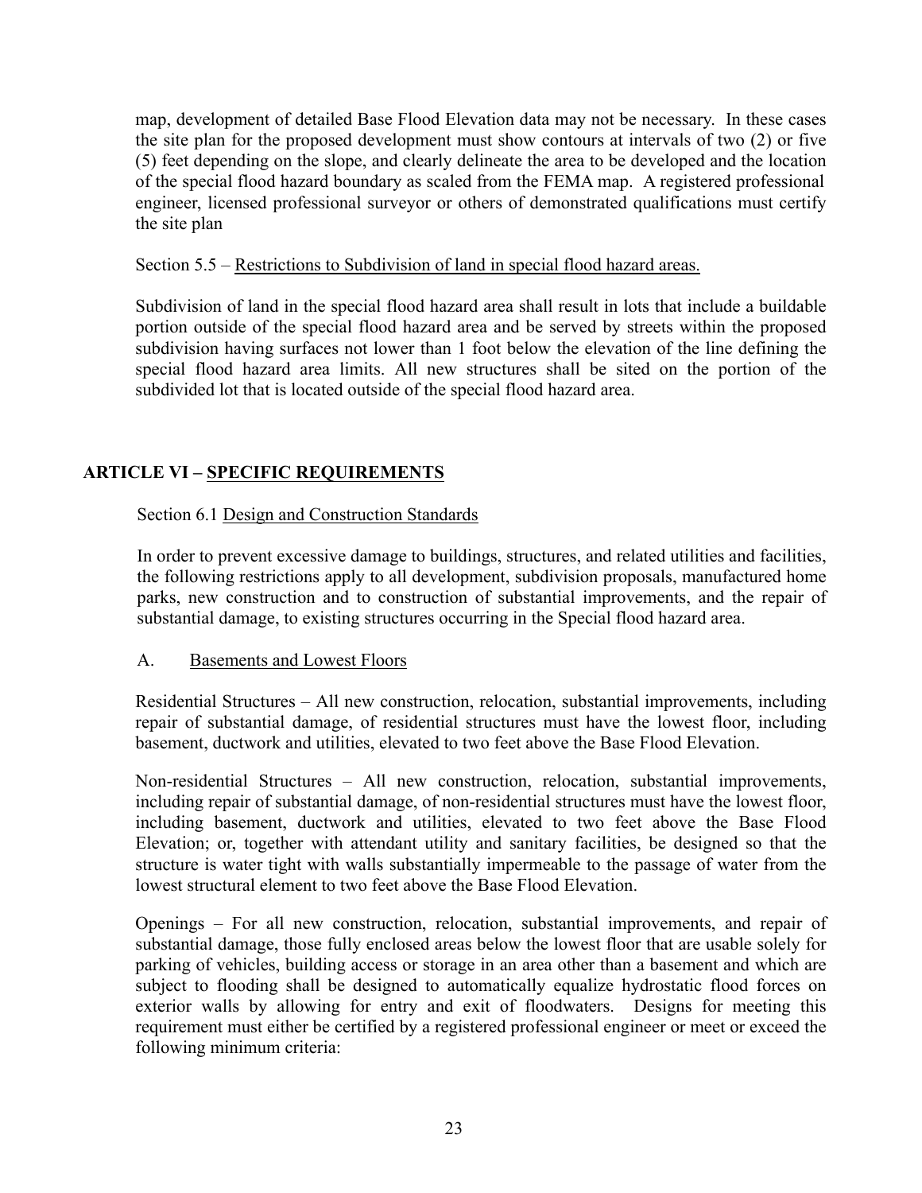map, development of detailed Base Flood Elevation data may not be necessary. In these cases the site plan for the proposed development must show contours at intervals of two (2) or five (5) feet depending on the slope, and clearly delineate the area to be developed and the location of the special flood hazard boundary as scaled from the FEMA map. A registered professional engineer, licensed professional surveyor or others of demonstrated qualifications must certify the site plan

Section 5.5 – Restrictions to Subdivision of land in special flood hazard areas.

Subdivision of land in the special flood hazard area shall result in lots that include a buildable portion outside of the special flood hazard area and be served by streets within the proposed subdivision having surfaces not lower than 1 foot below the elevation of the line defining the special flood hazard area limits. All new structures shall be sited on the portion of the subdivided lot that is located outside of the special flood hazard area.

## ARTICLE VI – SPECIFIC REQUIREMENTS

### Section 6.1 Design and Construction Standards

In order to prevent excessive damage to buildings, structures, and related utilities and facilities, the following restrictions apply to all development, subdivision proposals, manufactured home parks, new construction and to construction of substantial improvements, and the repair of substantial damage, to existing structures occurring in the Special flood hazard area.

A. Basements and Lowest Floors

Residential Structures – All new construction, relocation, substantial improvements, including repair of substantial damage, of residential structures must have the lowest floor, including basement, ductwork and utilities, elevated to two feet above the Base Flood Elevation.

Non-residential Structures – All new construction, relocation, substantial improvements, including repair of substantial damage, of non-residential structures must have the lowest floor, including basement, ductwork and utilities, elevated to two feet above the Base Flood Elevation; or, together with attendant utility and sanitary facilities, be designed so that the structure is water tight with walls substantially impermeable to the passage of water from the lowest structural element to two feet above the Base Flood Elevation.

Openings – For all new construction, relocation, substantial improvements, and repair of substantial damage, those fully enclosed areas below the lowest floor that are usable solely for parking of vehicles, building access or storage in an area other than a basement and which are subject to flooding shall be designed to automatically equalize hydrostatic flood forces on exterior walls by allowing for entry and exit of floodwaters. Designs for meeting this requirement must either be certified by a registered professional engineer or meet or exceed the following minimum criteria: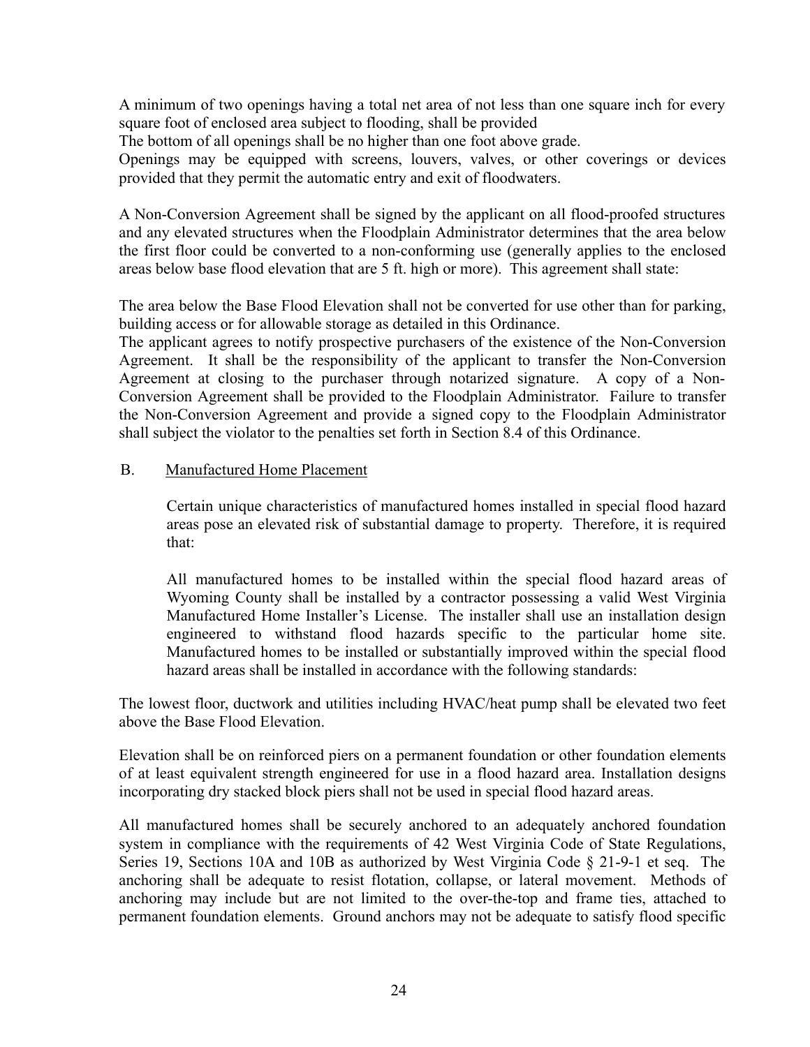A minimum of two openings having a total net area of not less than one square inch for every square foot of enclosed area subject to flooding, shall be provided

The bottom of all openings shall be no higher than one foot above grade.

Openings may be equipped with screens, louvers, valves, or other coverings or devices provided that they permit the automatic entry and exit of floodwaters.

A Non-Conversion Agreement shall be signed by the applicant on all flood-proofed structures and any elevated structures when the Floodplain Administrator determines that the area below the first floor could be converted to a non-conforming use (generally applies to the enclosed areas below base flood elevation that are 5 ft. high or more). This agreement shall state:

The area below the Base Flood Elevation shall not be converted for use other than for parking, building access or for allowable storage as detailed in this Ordinance.

The applicant agrees to notify prospective purchasers of the existence of the Non-Conversion Agreement. It shall be the responsibility of the applicant to transfer the Non-Conversion Agreement at closing to the purchaser through notarized signature. A copy of a Non-Conversion Agreement shall be provided to the Floodplain Administrator. Failure to transfer the Non-Conversion Agreement and provide a signed copy to the Floodplain Administrator shall subject the violator to the penalties set forth in Section 8.4 of this Ordinance.

B. Manufactured Home Placement

Certain unique characteristics of manufactured homes installed in special flood hazard areas pose an elevated risk of substantial damage to property. Therefore, it is required that:

All manufactured homes to be installed within the special flood hazard areas of Wyoming County shall be installed by a contractor possessing a valid West Virginia Manufactured Home Installer's License. The installer shall use an installation design engineered to withstand flood hazards specific to the particular home site. Manufactured homes to be installed or substantially improved within the special flood hazard areas shall be installed in accordance with the following standards:

The lowest floor, ductwork and utilities including HVAC/heat pump shall be elevated two feet above the Base Flood Elevation.

Elevation shall be on reinforced piers on a permanent foundation or other foundation elements of at least equivalent strength engineered for use in a flood hazard area. Installation designs incorporating dry stacked block piers shall not be used in special flood hazard areas.

All manufactured homes shall be securely anchored to an adequately anchored foundation system in compliance with the requirements of 42 West Virginia Code of State Regulations, Series 19, Sections 10A and 10B as authorized by West Virginia Code § 21-9-1 et seq. The anchoring shall be adequate to resist flotation, collapse, or lateral movement. Methods of anchoring may include but are not limited to the over-the-top and frame ties, attached to permanent foundation elements. Ground anchors may not be adequate to satisfy flood specific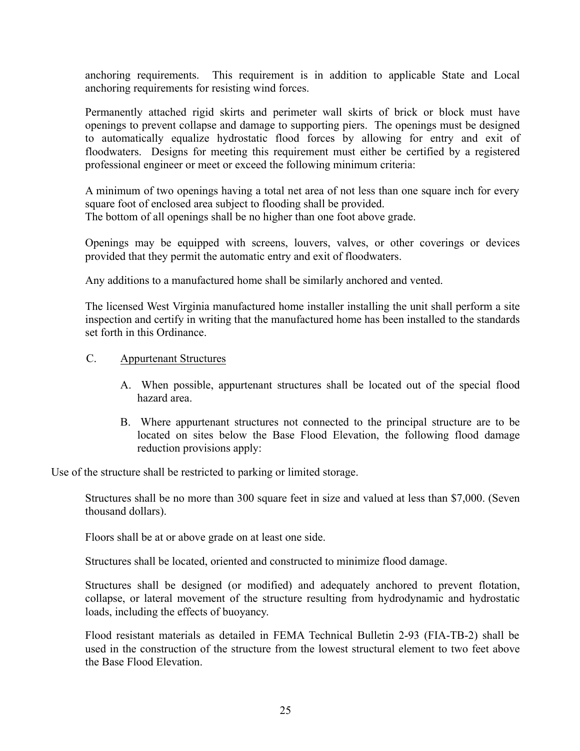anchoring requirements. This requirement is in addition to applicable State and Local anchoring requirements for resisting wind forces.

Permanently attached rigid skirts and perimeter wall skirts of brick or block must have openings to prevent collapse and damage to supporting piers. The openings must be designed to automatically equalize hydrostatic flood forces by allowing for entry and exit of floodwaters. Designs for meeting this requirement must either be certified by a registered professional engineer or meet or exceed the following minimum criteria:

A minimum of two openings having a total net area of not less than one square inch for every square foot of enclosed area subject to flooding shall be provided.
The bottom of all openings shall be no higher than one foot above grade.

Openings may be equipped with screens, louvers, valves, or other coverings or devices provided that they permit the automatic entry and exit of floodwaters.

Any additions to a manufactured home shall be similarly anchored and vented.

The licensed West Virginia manufactured home installer installing the unit shall perform a site inspection and certify in writing that the manufactured home has been installed to the standards set forth in this Ordinance.

C. <u>Appurtenant Structures</u>

A. When possible, appurtenant structures shall be located out of the special flood hazard area.

B. Where appurtenant structures not connected to the principal structure are to be located on sites below the Base Flood Elevation, the following flood damage reduction provisions apply:

Use of the structure shall be restricted to parking or limited storage.

Structures shall be no more than 300 square feet in size and valued at less than $7,000. (Seven thousand dollars).

Floors shall be at or above grade on at least one side.

Structures shall be located, oriented and constructed to minimize flood damage.

Structures shall be designed (or modified) and adequately anchored to prevent flotation, collapse, or lateral movement of the structure resulting from hydrodynamic and hydrostatic loads, including the effects of buoyancy.

Flood resistant materials as detailed in FEMA Technical Bulletin 2-93 (FIA-TB-2) shall be used in the construction of the structure from the lowest structural element to two feet above the Base Flood Elevation.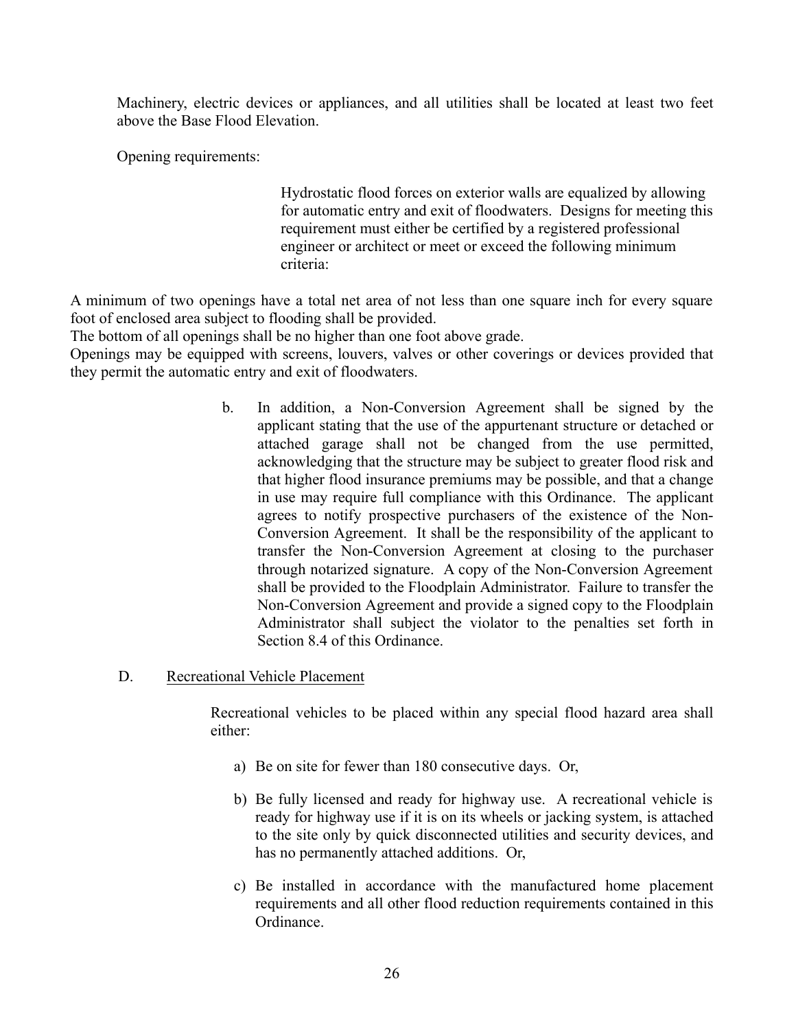Machinery, electric devices or appliances, and all utilities shall be located at least two feet above the Base Flood Elevation.

Opening requirements:

Hydrostatic flood forces on exterior walls are equalized by allowing for automatic entry and exit of floodwaters. Designs for meeting this requirement must either be certified by a registered professional engineer or architect or meet or exceed the following minimum criteria:

A minimum of two openings have a total net area of not less than one square inch for every square foot of enclosed area subject to flooding shall be provided.

The bottom of all openings shall be no higher than one foot above grade.

Openings may be equipped with screens, louvers, valves or other coverings or devices provided that they permit the automatic entry and exit of floodwaters.

b. In addition, a Non-Conversion Agreement shall be signed by the applicant stating that the use of the appurtenant structure or detached or attached garage shall not be changed from the use permitted, acknowledging that the structure may be subject to greater flood risk and that higher flood insurance premiums may be possible, and that a change in use may require full compliance with this Ordinance. The applicant agrees to notify prospective purchasers of the existence of the Non-Conversion Agreement. It shall be the responsibility of the applicant to transfer the Non-Conversion Agreement at closing to the purchaser through notarized signature. A copy of the Non-Conversion Agreement shall be provided to the Floodplain Administrator. Failure to transfer the Non-Conversion Agreement and provide a signed copy to the Floodplain Administrator shall subject the violator to the penalties set forth in Section 8.4 of this Ordinance.

D. Recreational Vehicle Placement

Recreational vehicles to be placed within any special flood hazard area shall either:

a) Be on site for fewer than 180 consecutive days. Or,

b) Be fully licensed and ready for highway use. A recreational vehicle is ready for highway use if it is on its wheels or jacking system, is attached to the site only by quick disconnected utilities and security devices, and has no permanently attached additions. Or,

c) Be installed in accordance with the manufactured home placement requirements and all other flood reduction requirements contained in this Ordinance.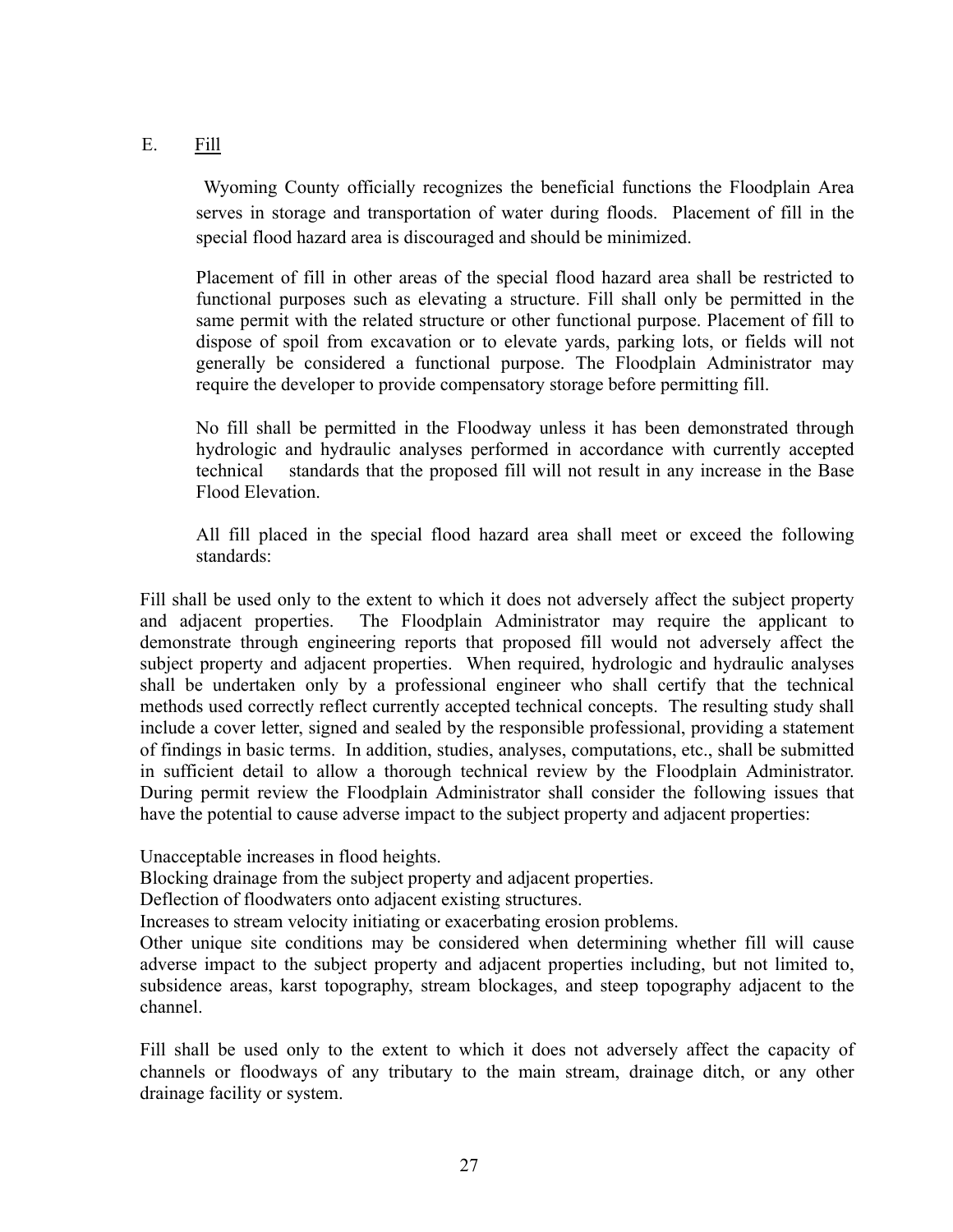E. Fill

Wyoming County officially recognizes the beneficial functions the Floodplain Area serves in storage and transportation of water during floods. Placement of fill in the special flood hazard area is discouraged and should be minimized.

Placement of fill in other areas of the special flood hazard area shall be restricted to functional purposes such as elevating a structure. Fill shall only be permitted in the same permit with the related structure or other functional purpose. Placement of fill to dispose of spoil from excavation or to elevate yards, parking lots, or fields will not generally be considered a functional purpose. The Floodplain Administrator may require the developer to provide compensatory storage before permitting fill.

No fill shall be permitted in the Floodway unless it has been demonstrated through hydrologic and hydraulic analyses performed in accordance with currently accepted technical standards that the proposed fill will not result in any increase in the Base Flood Elevation.

All fill placed in the special flood hazard area shall meet or exceed the following standards:

Fill shall be used only to the extent to which it does not adversely affect the subject property and adjacent properties. The Floodplain Administrator may require the applicant to demonstrate through engineering reports that proposed fill would not adversely affect the subject property and adjacent properties. When required, hydrologic and hydraulic analyses shall be undertaken only by a professional engineer who shall certify that the technical methods used correctly reflect currently accepted technical concepts. The resulting study shall include a cover letter, signed and sealed by the responsible professional, providing a statement of findings in basic terms. In addition, studies, analyses, computations, etc., shall be submitted in sufficient detail to allow a thorough technical review by the Floodplain Administrator. During permit review the Floodplain Administrator shall consider the following issues that have the potential to cause adverse impact to the subject property and adjacent properties:

Unacceptable increases in flood heights.
Blocking drainage from the subject property and adjacent properties.
Deflection of floodwaters onto adjacent existing structures.
Increases to stream velocity initiating or exacerbating erosion problems.
Other unique site conditions may be considered when determining whether fill will cause adverse impact to the subject property and adjacent properties including, but not limited to, subsidence areas, karst topography, stream blockages, and steep topography adjacent to the channel.

Fill shall be used only to the extent to which it does not adversely affect the capacity of channels or floodways of any tributary to the main stream, drainage ditch, or any other drainage facility or system.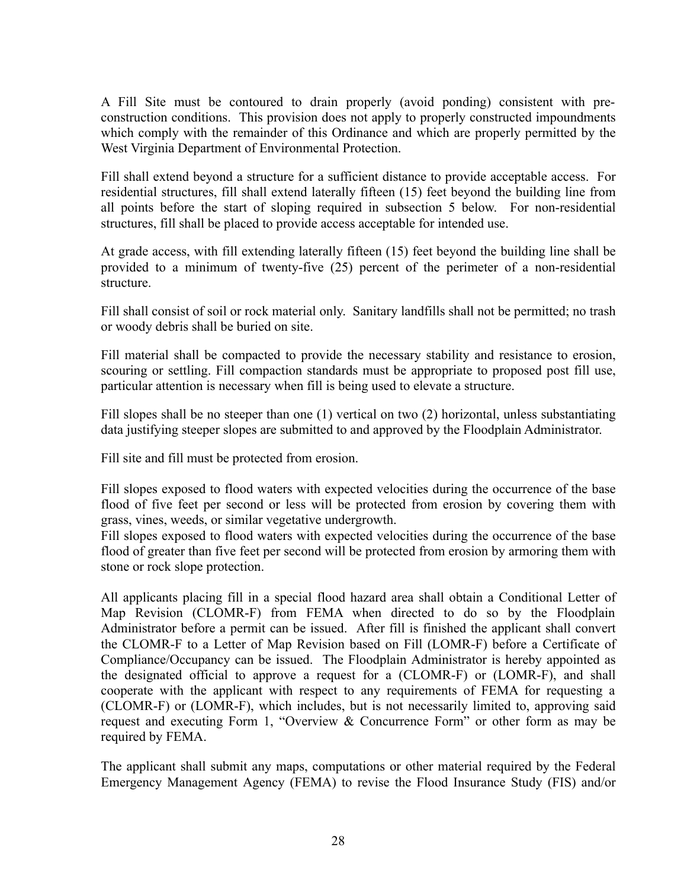A Fill Site must be contoured to drain properly (avoid ponding) consistent with pre-construction conditions. This provision does not apply to properly constructed impoundments which comply with the remainder of this Ordinance and which are properly permitted by the West Virginia Department of Environmental Protection.

Fill shall extend beyond a structure for a sufficient distance to provide acceptable access. For residential structures, fill shall extend laterally fifteen (15) feet beyond the building line from all points before the start of sloping required in subsection 5 below. For non-residential structures, fill shall be placed to provide access acceptable for intended use.

At grade access, with fill extending laterally fifteen (15) feet beyond the building line shall be provided to a minimum of twenty-five (25) percent of the perimeter of a non-residential structure.

Fill shall consist of soil or rock material only. Sanitary landfills shall not be permitted; no trash or woody debris shall be buried on site.

Fill material shall be compacted to provide the necessary stability and resistance to erosion, scouring or settling. Fill compaction standards must be appropriate to proposed post fill use, particular attention is necessary when fill is being used to elevate a structure.

Fill slopes shall be no steeper than one (1) vertical on two (2) horizontal, unless substantiating data justifying steeper slopes are submitted to and approved by the Floodplain Administrator.

Fill site and fill must be protected from erosion.

Fill slopes exposed to flood waters with expected velocities during the occurrence of the base flood of five feet per second or less will be protected from erosion by covering them with grass, vines, weeds, or similar vegetative undergrowth.
Fill slopes exposed to flood waters with expected velocities during the occurrence of the base flood of greater than five feet per second will be protected from erosion by armoring them with stone or rock slope protection.

All applicants placing fill in a special flood hazard area shall obtain a Conditional Letter of Map Revision (CLOMR-F) from FEMA when directed to do so by the Floodplain Administrator before a permit can be issued. After fill is finished the applicant shall convert the CLOMR-F to a Letter of Map Revision based on Fill (LOMR-F) before a Certificate of Compliance/Occupancy can be issued. The Floodplain Administrator is hereby appointed as the designated official to approve a request for a (CLOMR-F) or (LOMR-F), and shall cooperate with the applicant with respect to any requirements of FEMA for requesting a (CLOMR-F) or (LOMR-F), which includes, but is not necessarily limited to, approving said request and executing Form 1, "Overview & Concurrence Form" or other form as may be required by FEMA.

The applicant shall submit any maps, computations or other material required by the Federal Emergency Management Agency (FEMA) to revise the Flood Insurance Study (FIS) and/or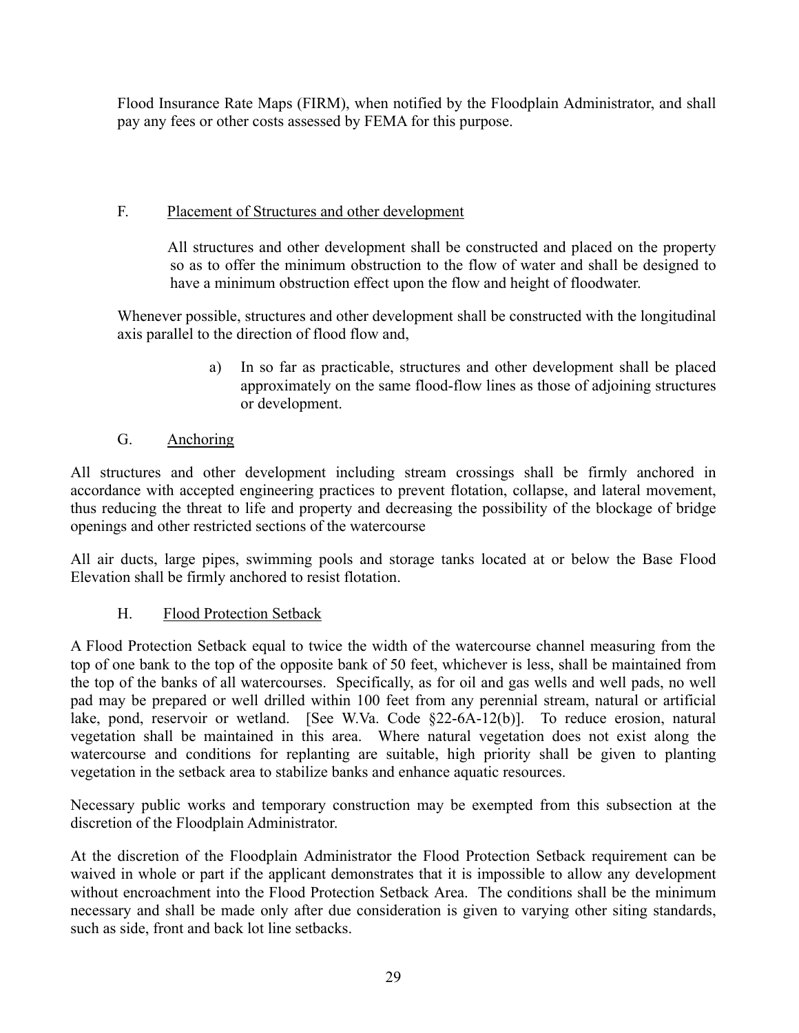Flood Insurance Rate Maps (FIRM), when notified by the Floodplain Administrator, and shall pay any fees or other costs assessed by FEMA for this purpose.

F. Placement of Structures and other development

All structures and other development shall be constructed and placed on the property so as to offer the minimum obstruction to the flow of water and shall be designed to have a minimum obstruction effect upon the flow and height of floodwater.

Whenever possible, structures and other development shall be constructed with the longitudinal axis parallel to the direction of flood flow and,

a) In so far as practicable, structures and other development shall be placed approximately on the same flood-flow lines as those of adjoining structures or development.

G. Anchoring

All structures and other development including stream crossings shall be firmly anchored in accordance with accepted engineering practices to prevent flotation, collapse, and lateral movement, thus reducing the threat to life and property and decreasing the possibility of the blockage of bridge openings and other restricted sections of the watercourse

All air ducts, large pipes, swimming pools and storage tanks located at or below the Base Flood Elevation shall be firmly anchored to resist flotation.

H. Flood Protection Setback

A Flood Protection Setback equal to twice the width of the watercourse channel measuring from the top of one bank to the top of the opposite bank of 50 feet, whichever is less, shall be maintained from the top of the banks of all watercourses. Specifically, as for oil and gas wells and well pads, no well pad may be prepared or well drilled within 100 feet from any perennial stream, natural or artificial lake, pond, reservoir or wetland. [See W.Va. Code §22-6A-12(b)]. To reduce erosion, natural vegetation shall be maintained in this area. Where natural vegetation does not exist along the watercourse and conditions for replanting are suitable, high priority shall be given to planting vegetation in the setback area to stabilize banks and enhance aquatic resources.

Necessary public works and temporary construction may be exempted from this subsection at the discretion of the Floodplain Administrator.

At the discretion of the Floodplain Administrator the Flood Protection Setback requirement can be waived in whole or part if the applicant demonstrates that it is impossible to allow any development without encroachment into the Flood Protection Setback Area. The conditions shall be the minimum necessary and shall be made only after due consideration is given to varying other siting standards, such as side, front and back lot line setbacks.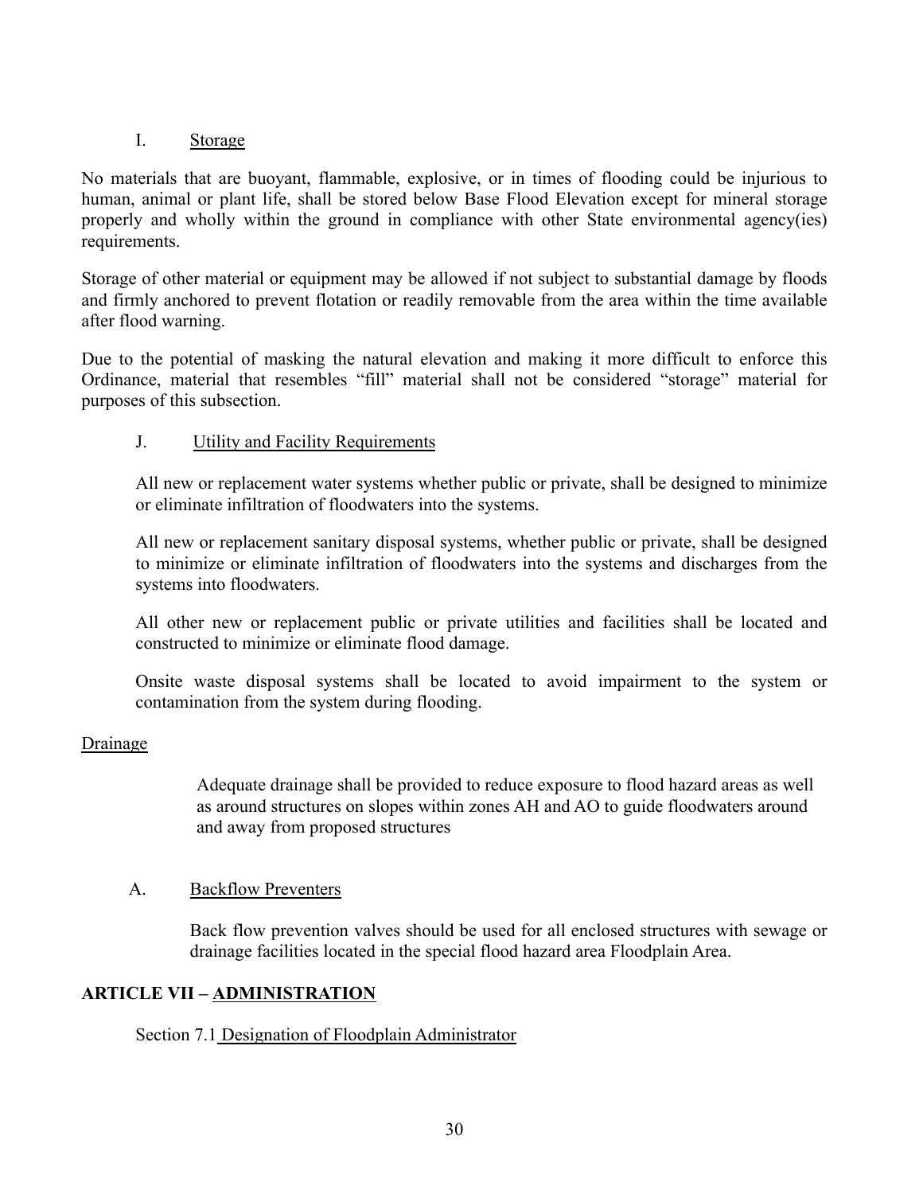I. Storage

No materials that are buoyant, flammable, explosive, or in times of flooding could be injurious to human, animal or plant life, shall be stored below Base Flood Elevation except for mineral storage properly and wholly within the ground in compliance with other State environmental agency(ies) requirements.

Storage of other material or equipment may be allowed if not subject to substantial damage by floods and firmly anchored to prevent flotation or readily removable from the area within the time available after flood warning.

Due to the potential of masking the natural elevation and making it more difficult to enforce this Ordinance, material that resembles "fill" material shall not be considered "storage" material for purposes of this subsection.

J. Utility and Facility Requirements

All new or replacement water systems whether public or private, shall be designed to minimize or eliminate infiltration of floodwaters into the systems.

All new or replacement sanitary disposal systems, whether public or private, shall be designed to minimize or eliminate infiltration of floodwaters into the systems and discharges from the systems into floodwaters.

All other new or replacement public or private utilities and facilities shall be located and constructed to minimize or eliminate flood damage.

Onsite waste disposal systems shall be located to avoid impairment to the system or contamination from the system during flooding.

Drainage

Adequate drainage shall be provided to reduce exposure to flood hazard areas as well as around structures on slopes within zones AH and AO to guide floodwaters around and away from proposed structures

A. Backflow Preventers

Back flow prevention valves should be used for all enclosed structures with sewage or drainage facilities located in the special flood hazard area Floodplain Area.

## ARTICLE VII – ADMINISTRATION

Section 7.1 Designation of Floodplain Administrator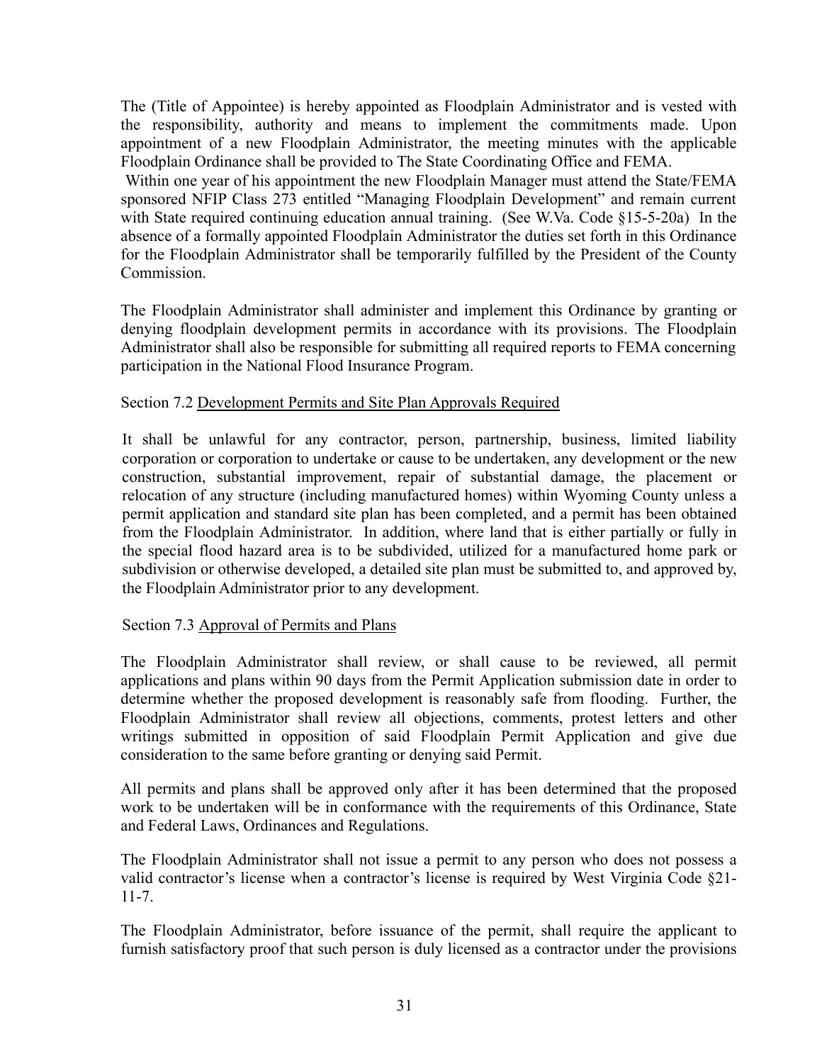The (Title of Appointee) is hereby appointed as Floodplain Administrator and is vested with the responsibility, authority and means to implement the commitments made. Upon appointment of a new Floodplain Administrator, the meeting minutes with the applicable Floodplain Ordinance shall be provided to The State Coordinating Office and FEMA.

Within one year of his appointment the new Floodplain Manager must attend the State/FEMA sponsored NFIP Class 273 entitled "Managing Floodplain Development" and remain current with State required continuing education annual training. (See W.Va. Code §15-5-20a) In the absence of a formally appointed Floodplain Administrator the duties set forth in this Ordinance for the Floodplain Administrator shall be temporarily fulfilled by the President of the County Commission.

The Floodplain Administrator shall administer and implement this Ordinance by granting or denying floodplain development permits in accordance with its provisions. The Floodplain Administrator shall also be responsible for submitting all required reports to FEMA concerning participation in the National Flood Insurance Program.

Section 7.2 Development Permits and Site Plan Approvals Required

It shall be unlawful for any contractor, person, partnership, business, limited liability corporation or corporation to undertake or cause to be undertaken, any development or the new construction, substantial improvement, repair of substantial damage, the placement or relocation of any structure (including manufactured homes) within Wyoming County unless a permit application and standard site plan has been completed, and a permit has been obtained from the Floodplain Administrator. In addition, where land that is either partially or fully in the special flood hazard area is to be subdivided, utilized for a manufactured home park or subdivision or otherwise developed, a detailed site plan must be submitted to, and approved by, the Floodplain Administrator prior to any development.

Section 7.3 Approval of Permits and Plans

The Floodplain Administrator shall review, or shall cause to be reviewed, all permit applications and plans within 90 days from the Permit Application submission date in order to determine whether the proposed development is reasonably safe from flooding. Further, the Floodplain Administrator shall review all objections, comments, protest letters and other writings submitted in opposition of said Floodplain Permit Application and give due consideration to the same before granting or denying said Permit.

All permits and plans shall be approved only after it has been determined that the proposed work to be undertaken will be in conformance with the requirements of this Ordinance, State and Federal Laws, Ordinances and Regulations.

The Floodplain Administrator shall not issue a permit to any person who does not possess a valid contractor's license when a contractor's license is required by West Virginia Code §21-11-7.

The Floodplain Administrator, before issuance of the permit, shall require the applicant to furnish satisfactory proof that such person is duly licensed as a contractor under the provisions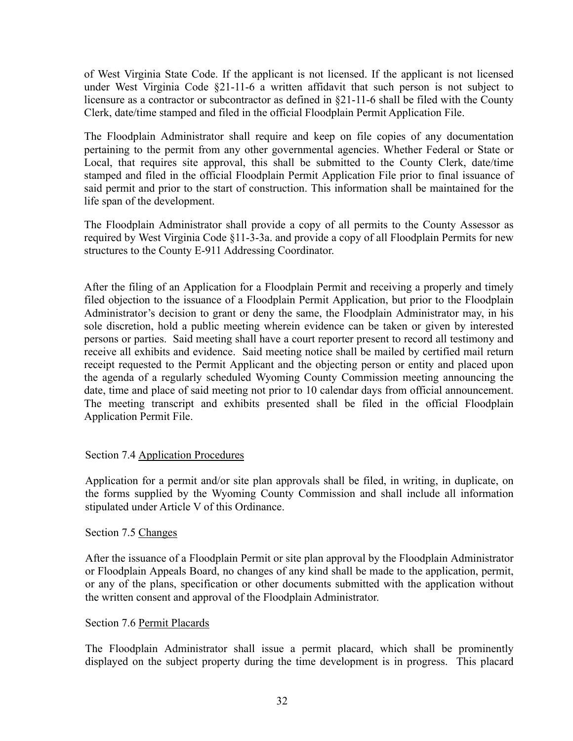of West Virginia State Code. If the applicant is not licensed. If the applicant is not licensed under West Virginia Code §21-11-6 a written affidavit that such person is not subject to licensure as a contractor or subcontractor as defined in §21-11-6 shall be filed with the County Clerk, date/time stamped and filed in the official Floodplain Permit Application File.

The Floodplain Administrator shall require and keep on file copies of any documentation pertaining to the permit from any other governmental agencies. Whether Federal or State or Local, that requires site approval, this shall be submitted to the County Clerk, date/time stamped and filed in the official Floodplain Permit Application File prior to final issuance of said permit and prior to the start of construction. This information shall be maintained for the life span of the development.

The Floodplain Administrator shall provide a copy of all permits to the County Assessor as required by West Virginia Code §11-3-3a. and provide a copy of all Floodplain Permits for new structures to the County E-911 Addressing Coordinator.

After the filing of an Application for a Floodplain Permit and receiving a properly and timely filed objection to the issuance of a Floodplain Permit Application, but prior to the Floodplain Administrator's decision to grant or deny the same, the Floodplain Administrator may, in his sole discretion, hold a public meeting wherein evidence can be taken or given by interested persons or parties. Said meeting shall have a court reporter present to record all testimony and receive all exhibits and evidence. Said meeting notice shall be mailed by certified mail return receipt requested to the Permit Applicant and the objecting person or entity and placed upon the agenda of a regularly scheduled Wyoming County Commission meeting announcing the date, time and place of said meeting not prior to 10 calendar days from official announcement. The meeting transcript and exhibits presented shall be filed in the official Floodplain Application Permit File.

Section 7.4 Application Procedures

Application for a permit and/or site plan approvals shall be filed, in writing, in duplicate, on the forms supplied by the Wyoming County Commission and shall include all information stipulated under Article V of this Ordinance.

Section 7.5 Changes

After the issuance of a Floodplain Permit or site plan approval by the Floodplain Administrator or Floodplain Appeals Board, no changes of any kind shall be made to the application, permit, or any of the plans, specification or other documents submitted with the application without the written consent and approval of the Floodplain Administrator.

Section 7.6 Permit Placards

The Floodplain Administrator shall issue a permit placard, which shall be prominently displayed on the subject property during the time development is in progress. This placard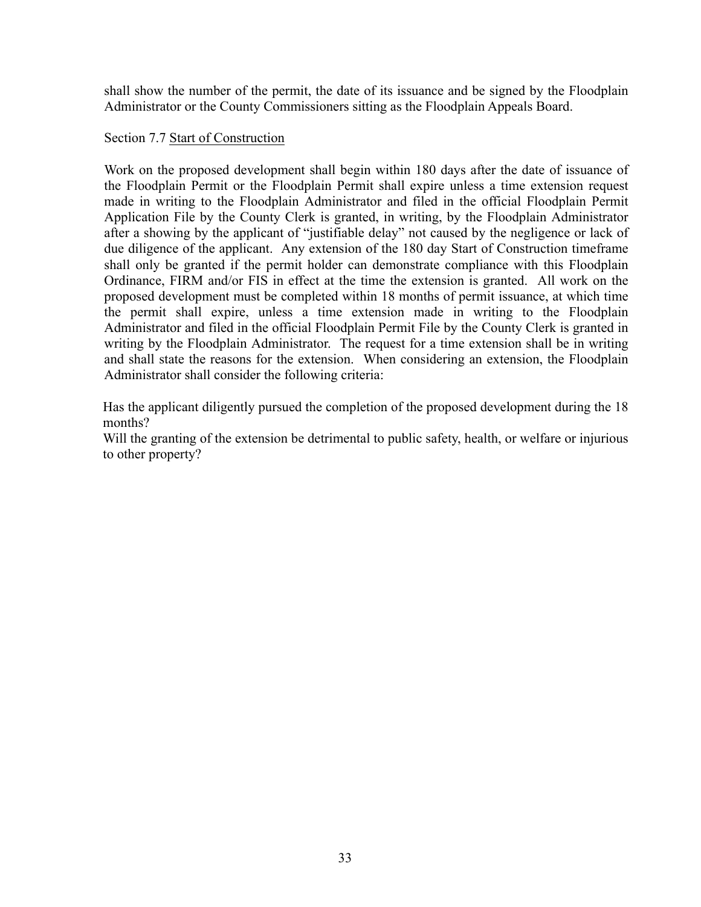shall show the number of the permit, the date of its issuance and be signed by the Floodplain Administrator or the County Commissioners sitting as the Floodplain Appeals Board.

Section 7.7 Start of Construction

Work on the proposed development shall begin within 180 days after the date of issuance of the Floodplain Permit or the Floodplain Permit shall expire unless a time extension request made in writing to the Floodplain Administrator and filed in the official Floodplain Permit Application File by the County Clerk is granted, in writing, by the Floodplain Administrator after a showing by the applicant of "justifiable delay" not caused by the negligence or lack of due diligence of the applicant. Any extension of the 180 day Start of Construction timeframe shall only be granted if the permit holder can demonstrate compliance with this Floodplain Ordinance, FIRM and/or FIS in effect at the time the extension is granted. All work on the proposed development must be completed within 18 months of permit issuance, at which time the permit shall expire, unless a time extension made in writing to the Floodplain Administrator and filed in the official Floodplain Permit File by the County Clerk is granted in writing by the Floodplain Administrator. The request for a time extension shall be in writing and shall state the reasons for the extension. When considering an extension, the Floodplain Administrator shall consider the following criteria:

Has the applicant diligently pursued the completion of the proposed development during the 18 months?

Will the granting of the extension be detrimental to public safety, health, or welfare or injurious to other property?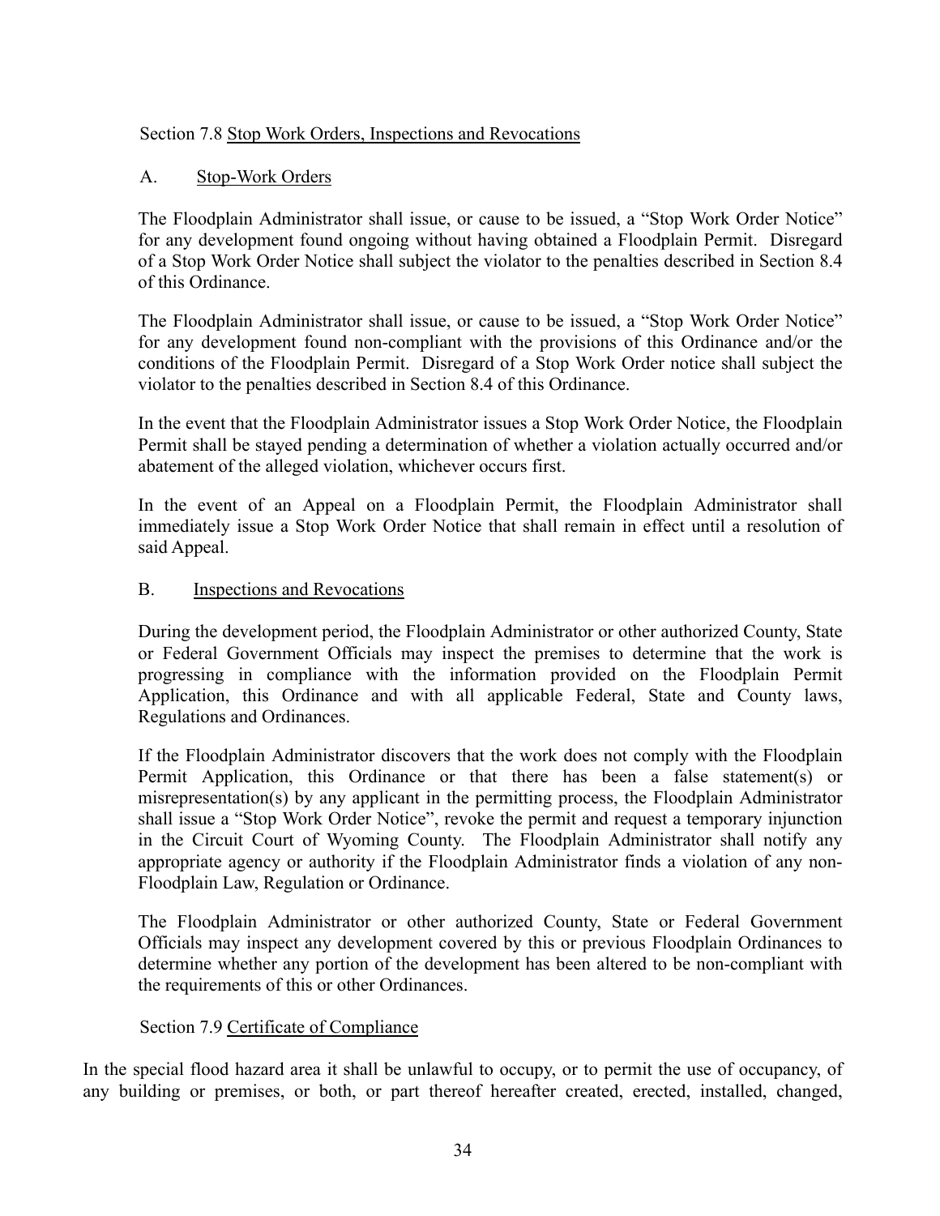### Section 7.8 <u>Stop Work Orders, Inspections and Revocations</u>

#### A. <u>Stop-Work Orders</u>

The Floodplain Administrator shall issue, or cause to be issued, a "Stop Work Order Notice" for any development found ongoing without having obtained a Floodplain Permit. Disregard of a Stop Work Order Notice shall subject the violator to the penalties described in Section 8.4 of this Ordinance.

The Floodplain Administrator shall issue, or cause to be issued, a "Stop Work Order Notice" for any development found non-compliant with the provisions of this Ordinance and/or the conditions of the Floodplain Permit. Disregard of a Stop Work Order notice shall subject the violator to the penalties described in Section 8.4 of this Ordinance.

In the event that the Floodplain Administrator issues a Stop Work Order Notice, the Floodplain Permit shall be stayed pending a determination of whether a violation actually occurred and/or abatement of the alleged violation, whichever occurs first.

In the event of an Appeal on a Floodplain Permit, the Floodplain Administrator shall immediately issue a Stop Work Order Notice that shall remain in effect until a resolution of said Appeal.

#### B. <u>Inspections and Revocations</u>

During the development period, the Floodplain Administrator or other authorized County, State or Federal Government Officials may inspect the premises to determine that the work is progressing in compliance with the information provided on the Floodplain Permit Application, this Ordinance and with all applicable Federal, State and County laws, Regulations and Ordinances.

If the Floodplain Administrator discovers that the work does not comply with the Floodplain Permit Application, this Ordinance or that there has been a false statement(s) or misrepresentation(s) by any applicant in the permitting process, the Floodplain Administrator shall issue a "Stop Work Order Notice", revoke the permit and request a temporary injunction in the Circuit Court of Wyoming County. The Floodplain Administrator shall notify any appropriate agency or authority if the Floodplain Administrator finds a violation of any non-Floodplain Law, Regulation or Ordinance.

The Floodplain Administrator or other authorized County, State or Federal Government Officials may inspect any development covered by this or previous Floodplain Ordinances to determine whether any portion of the development has been altered to be non-compliant with the requirements of this or other Ordinances.

### Section 7.9 <u>Certificate of Compliance</u>

In the special flood hazard area it shall be unlawful to occupy, or to permit the use of occupancy, of any building or premises, or both, or part thereof hereafter created, erected, installed, changed,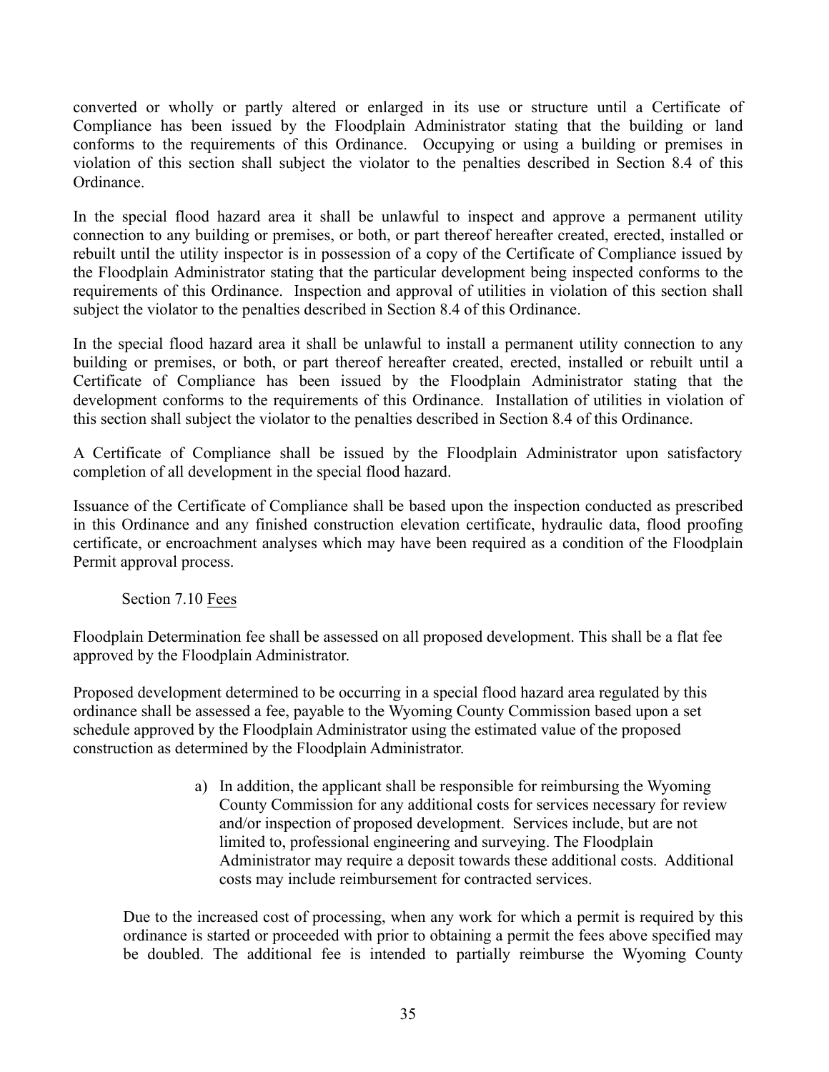converted or wholly or partly altered or enlarged in its use or structure until a Certificate of Compliance has been issued by the Floodplain Administrator stating that the building or land conforms to the requirements of this Ordinance. Occupying or using a building or premises in violation of this section shall subject the violator to the penalties described in Section 8.4 of this Ordinance.

In the special flood hazard area it shall be unlawful to inspect and approve a permanent utility connection to any building or premises, or both, or part thereof hereafter created, erected, installed or rebuilt until the utility inspector is in possession of a copy of the Certificate of Compliance issued by the Floodplain Administrator stating that the particular development being inspected conforms to the requirements of this Ordinance. Inspection and approval of utilities in violation of this section shall subject the violator to the penalties described in Section 8.4 of this Ordinance.

In the special flood hazard area it shall be unlawful to install a permanent utility connection to any building or premises, or both, or part thereof hereafter created, erected, installed or rebuilt until a Certificate of Compliance has been issued by the Floodplain Administrator stating that the development conforms to the requirements of this Ordinance. Installation of utilities in violation of this section shall subject the violator to the penalties described in Section 8.4 of this Ordinance.

A Certificate of Compliance shall be issued by the Floodplain Administrator upon satisfactory completion of all development in the special flood hazard.

Issuance of the Certificate of Compliance shall be based upon the inspection conducted as prescribed in this Ordinance and any finished construction elevation certificate, hydraulic data, flood proofing certificate, or encroachment analyses which may have been required as a condition of the Floodplain Permit approval process.

Section 7.10 Fees

Floodplain Determination fee shall be assessed on all proposed development. This shall be a flat fee approved by the Floodplain Administrator.

Proposed development determined to be occurring in a special flood hazard area regulated by this ordinance shall be assessed a fee, payable to the Wyoming County Commission based upon a set schedule approved by the Floodplain Administrator using the estimated value of the proposed construction as determined by the Floodplain Administrator.

a) In addition, the applicant shall be responsible for reimbursing the Wyoming County Commission for any additional costs for services necessary for review and/or inspection of proposed development. Services include, but are not limited to, professional engineering and surveying. The Floodplain Administrator may require a deposit towards these additional costs. Additional costs may include reimbursement for contracted services.

Due to the increased cost of processing, when any work for which a permit is required by this ordinance is started or proceeded with prior to obtaining a permit the fees above specified may be doubled. The additional fee is intended to partially reimburse the Wyoming County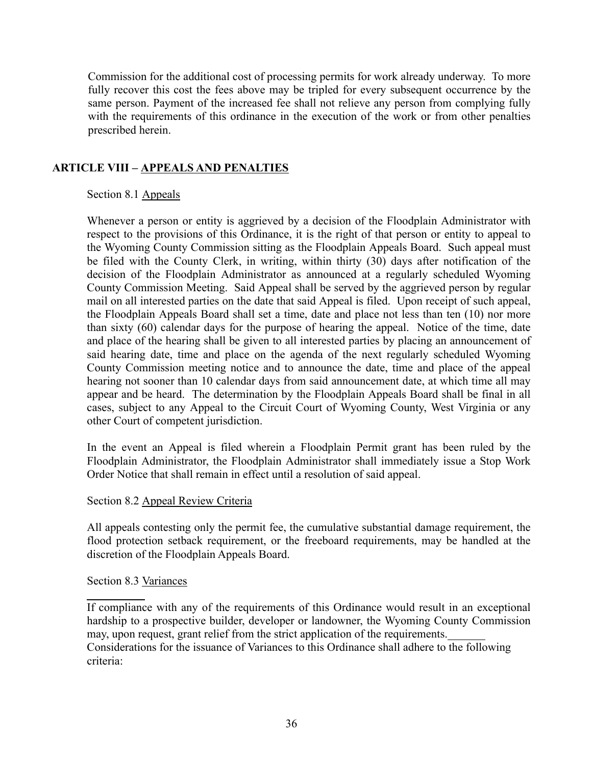Commission for the additional cost of processing permits for work already underway. To more fully recover this cost the fees above may be tripled for every subsequent occurrence by the same person. Payment of the increased fee shall not relieve any person from complying fully with the requirements of this ordinance in the execution of the work or from other penalties prescribed herein.

## ARTICLE VIII – APPEALS AND PENALTIES

### Section 8.1 Appeals

Whenever a person or entity is aggrieved by a decision of the Floodplain Administrator with respect to the provisions of this Ordinance, it is the right of that person or entity to appeal to the Wyoming County Commission sitting as the Floodplain Appeals Board. Such appeal must be filed with the County Clerk, in writing, within thirty (30) days after notification of the decision of the Floodplain Administrator as announced at a regularly scheduled Wyoming County Commission Meeting. Said Appeal shall be served by the aggrieved person by regular mail on all interested parties on the date that said Appeal is filed. Upon receipt of such appeal, the Floodplain Appeals Board shall set a time, date and place not less than ten (10) nor more than sixty (60) calendar days for the purpose of hearing the appeal. Notice of the time, date and place of the hearing shall be given to all interested parties by placing an announcement of said hearing date, time and place on the agenda of the next regularly scheduled Wyoming County Commission meeting notice and to announce the date, time and place of the appeal hearing not sooner than 10 calendar days from said announcement date, at which time all may appear and be heard. The determination by the Floodplain Appeals Board shall be final in all cases, subject to any Appeal to the Circuit Court of Wyoming County, West Virginia or any other Court of competent jurisdiction.

In the event an Appeal is filed wherein a Floodplain Permit grant has been ruled by the Floodplain Administrator, the Floodplain Administrator shall immediately issue a Stop Work Order Notice that shall remain in effect until a resolution of said appeal.

### Section 8.2 Appeal Review Criteria

All appeals contesting only the permit fee, the cumulative substantial damage requirement, the flood protection setback requirement, or the freeboard requirements, may be handled at the discretion of the Floodplain Appeals Board.

### Section 8.3 Variances

If compliance with any of the requirements of this Ordinance would result in an exceptional hardship to a prospective builder, developer or landowner, the Wyoming County Commission may, upon request, grant relief from the strict application of the requirements.

Considerations for the issuance of Variances to this Ordinance shall adhere to the following criteria: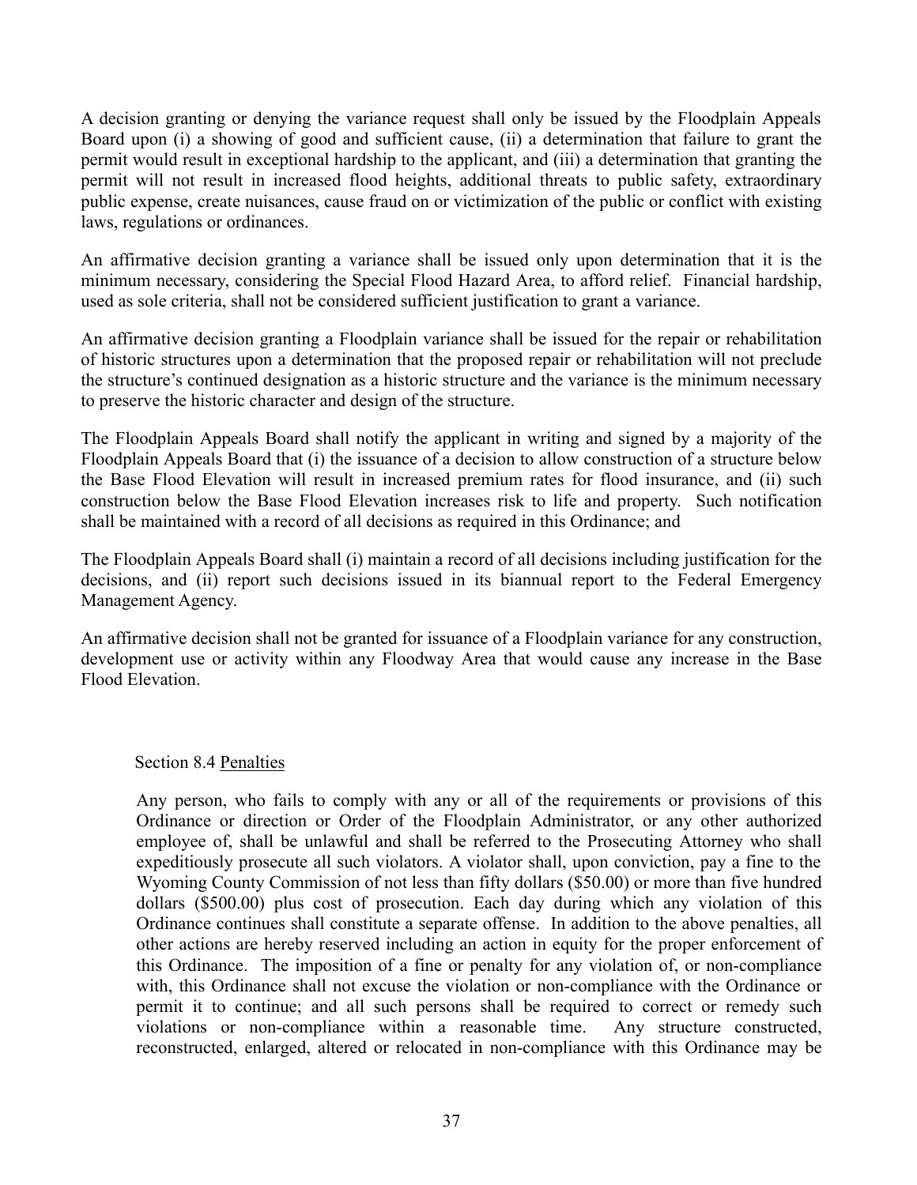A decision granting or denying the variance request shall only be issued by the Floodplain Appeals Board upon (i) a showing of good and sufficient cause, (ii) a determination that failure to grant the permit would result in exceptional hardship to the applicant, and (iii) a determination that granting the permit will not result in increased flood heights, additional threats to public safety, extraordinary public expense, create nuisances, cause fraud on or victimization of the public or conflict with existing laws, regulations or ordinances.

An affirmative decision granting a variance shall be issued only upon determination that it is the minimum necessary, considering the Special Flood Hazard Area, to afford relief. Financial hardship, used as sole criteria, shall not be considered sufficient justification to grant a variance.

An affirmative decision granting a Floodplain variance shall be issued for the repair or rehabilitation of historic structures upon a determination that the proposed repair or rehabilitation will not preclude the structure's continued designation as a historic structure and the variance is the minimum necessary to preserve the historic character and design of the structure.

The Floodplain Appeals Board shall notify the applicant in writing and signed by a majority of the Floodplain Appeals Board that (i) the issuance of a decision to allow construction of a structure below the Base Flood Elevation will result in increased premium rates for flood insurance, and (ii) such construction below the Base Flood Elevation increases risk to life and property. Such notification shall be maintained with a record of all decisions as required in this Ordinance; and

The Floodplain Appeals Board shall (i) maintain a record of all decisions including justification for the decisions, and (ii) report such decisions issued in its biannual report to the Federal Emergency Management Agency.

An affirmative decision shall not be granted for issuance of a Floodplain variance for any construction, development use or activity within any Floodway Area that would cause any increase in the Base Flood Elevation.

Section 8.4 Penalties

Any person, who fails to comply with any or all of the requirements or provisions of this Ordinance or direction or Order of the Floodplain Administrator, or any other authorized employee of, shall be unlawful and shall be referred to the Prosecuting Attorney who shall expeditiously prosecute all such violators. A violator shall, upon conviction, pay a fine to the Wyoming County Commission of not less than fifty dollars ($50.00) or more than five hundred dollars ($500.00) plus cost of prosecution. Each day during which any violation of this Ordinance continues shall constitute a separate offense. In addition to the above penalties, all other actions are hereby reserved including an action in equity for the proper enforcement of this Ordinance. The imposition of a fine or penalty for any violation of, or non-compliance with, this Ordinance shall not excuse the violation or non-compliance with the Ordinance or permit it to continue; and all such persons shall be required to correct or remedy such violations or non-compliance within a reasonable time. Any structure constructed, reconstructed, enlarged, altered or relocated in non-compliance with this Ordinance may be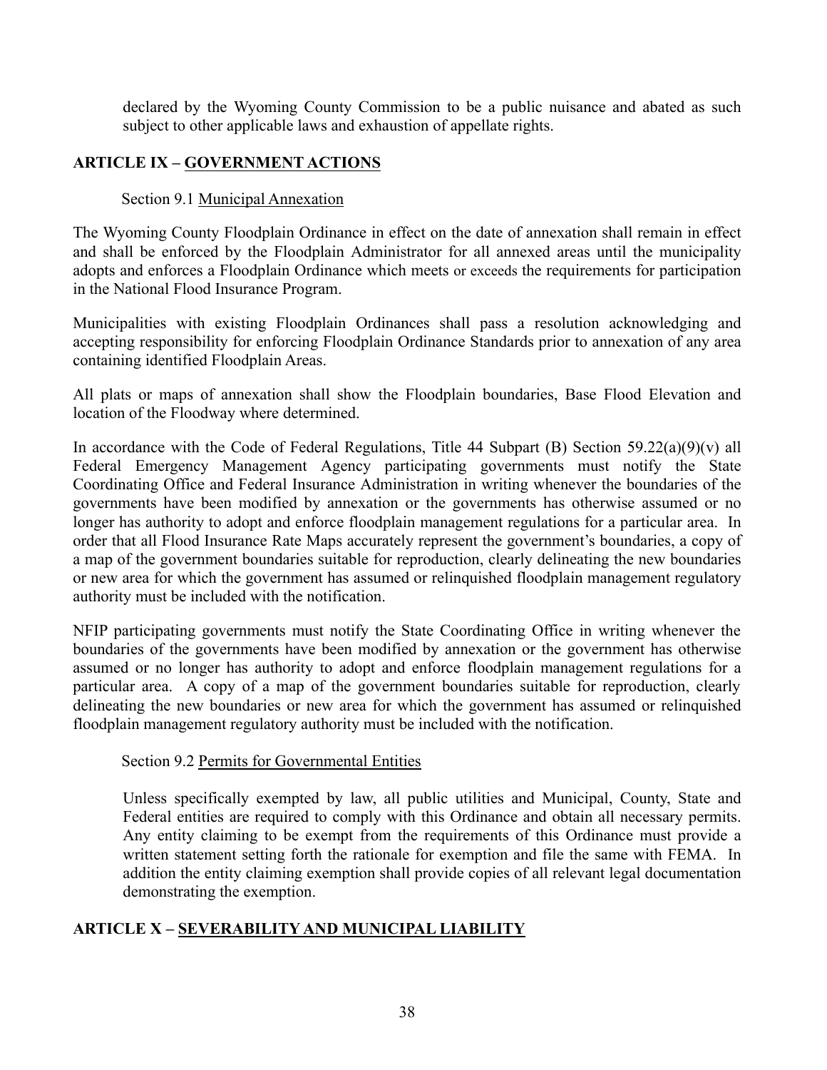declared by the Wyoming County Commission to be a public nuisance and abated as such subject to other applicable laws and exhaustion of appellate rights.

## ARTICLE IX – GOVERNMENT ACTIONS

### Section 9.1 Municipal Annexation

The Wyoming County Floodplain Ordinance in effect on the date of annexation shall remain in effect and shall be enforced by the Floodplain Administrator for all annexed areas until the municipality adopts and enforces a Floodplain Ordinance which meets or exceeds the requirements for participation in the National Flood Insurance Program.

Municipalities with existing Floodplain Ordinances shall pass a resolution acknowledging and accepting responsibility for enforcing Floodplain Ordinance Standards prior to annexation of any area containing identified Floodplain Areas.

All plats or maps of annexation shall show the Floodplain boundaries, Base Flood Elevation and location of the Floodway where determined.

In accordance with the Code of Federal Regulations, Title 44 Subpart (B) Section 59.22(a)(9)(v) all Federal Emergency Management Agency participating governments must notify the State Coordinating Office and Federal Insurance Administration in writing whenever the boundaries of the governments have been modified by annexation or the governments has otherwise assumed or no longer has authority to adopt and enforce floodplain management regulations for a particular area. In order that all Flood Insurance Rate Maps accurately represent the government's boundaries, a copy of a map of the government boundaries suitable for reproduction, clearly delineating the new boundaries or new area for which the government has assumed or relinquished floodplain management regulatory authority must be included with the notification.

NFIP participating governments must notify the State Coordinating Office in writing whenever the boundaries of the governments have been modified by annexation or the government has otherwise assumed or no longer has authority to adopt and enforce floodplain management regulations for a particular area. A copy of a map of the government boundaries suitable for reproduction, clearly delineating the new boundaries or new area for which the government has assumed or relinquished floodplain management regulatory authority must be included with the notification.

### Section 9.2 Permits for Governmental Entities

Unless specifically exempted by law, all public utilities and Municipal, County, State and Federal entities are required to comply with this Ordinance and obtain all necessary permits. Any entity claiming to be exempt from the requirements of this Ordinance must provide a written statement setting forth the rationale for exemption and file the same with FEMA. In addition the entity claiming exemption shall provide copies of all relevant legal documentation demonstrating the exemption.

## ARTICLE X – SEVERABILITY AND MUNICIPAL LIABILITY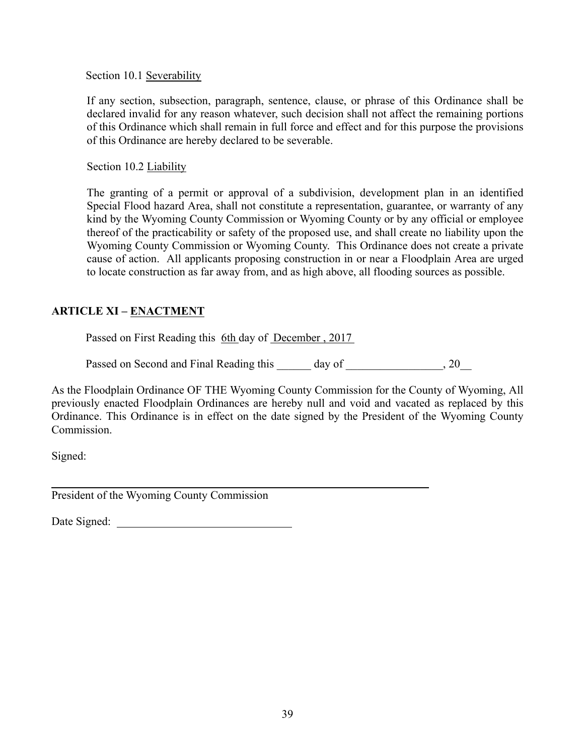Section 10.1 Severability

If any section, subsection, paragraph, sentence, clause, or phrase of this Ordinance shall be declared invalid for any reason whatever, such decision shall not affect the remaining portions of this Ordinance which shall remain in full force and effect and for this purpose the provisions of this Ordinance are hereby declared to be severable.

Section 10.2 Liability

The granting of a permit or approval of a subdivision, development plan in an identified Special Flood hazard Area, shall not constitute a representation, guarantee, or warranty of any kind by the Wyoming County Commission or Wyoming County or by any official or employee thereof of the practicability or safety of the proposed use, and shall create no liability upon the Wyoming County Commission or Wyoming County. This Ordinance does not create a private cause of action. All applicants proposing construction in or near a Floodplain Area are urged to locate construction as far away from, and as high above, all flooding sources as possible.

## ARTICLE XI – ENACTMENT

Passed on First Reading this 6th day of December , 2017

Passed on Second and Final Reading this ______ day of _________________, 20__

As the Floodplain Ordinance OF THE Wyoming County Commission for the County of Wyoming, All previously enacted Floodplain Ordinances are hereby null and void and vacated as replaced by this Ordinance. This Ordinance is in effect on the date signed by the President of the Wyoming County Commission.

Signed:

_________________________________________________

President of the Wyoming County Commission

Date Signed: ______________________________